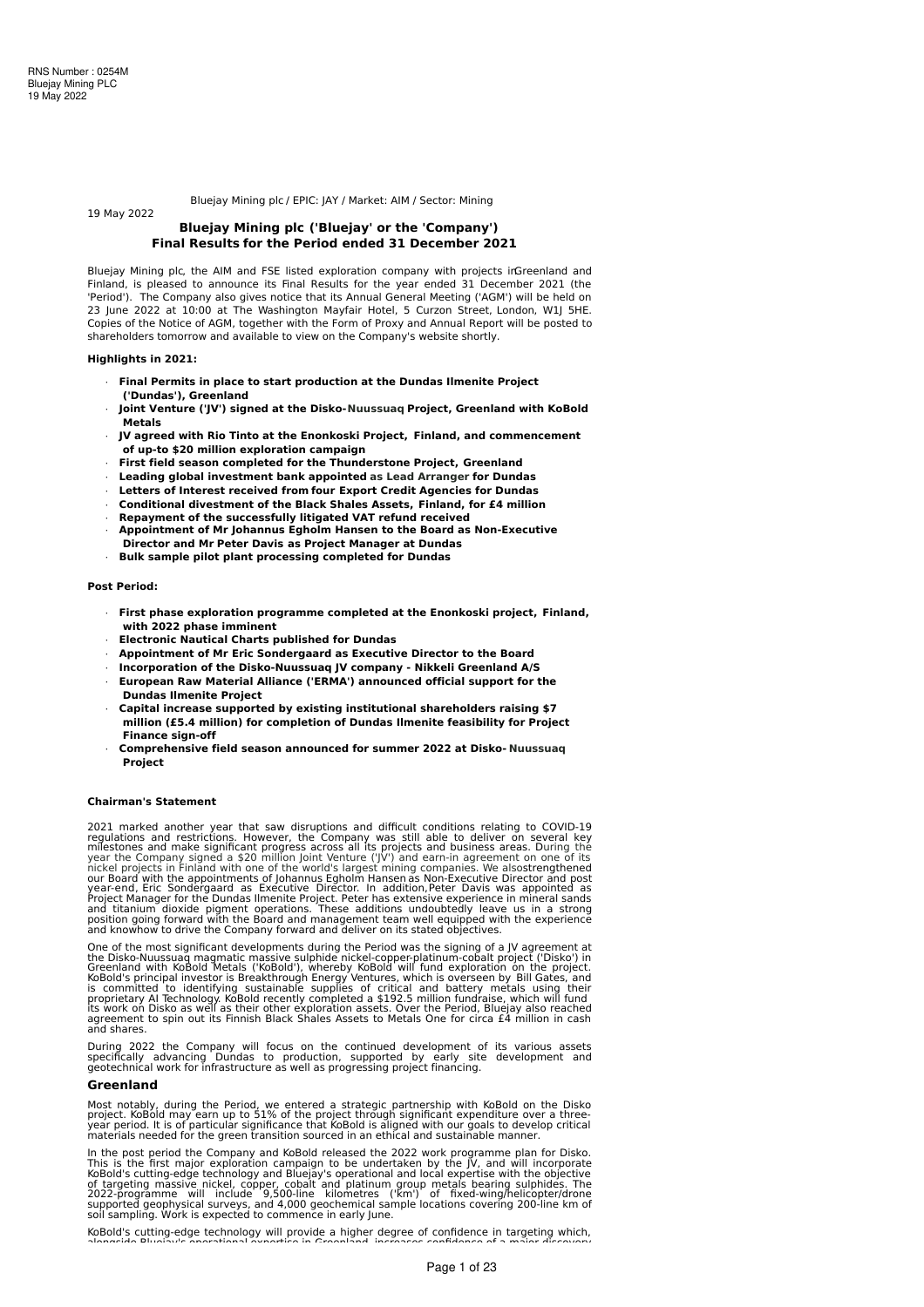RNS Number : 0254M
Bluejay Mining PLC
19 May 2022

Bluejay Mining plc / EPIC: JAY / Market: AIM / Sector: Mining

19 May 2022

**Bluejay Mining plc ('Bluejay' or the 'Company')**
**Final Results for the Period ended 31 December 2021**

Bluejay Mining plc, the AIM and FSE listed exploration company with projects in Greenland and Finland, is pleased to announce its Final Results for the year ended 31 December 2021 (the 'Period'). The Company also gives notice that its Annual General Meeting ('AGM') will be held on 23 June 2022 at 10:00 at The Washington Mayfair Hotel, 5 Curzon Street, London, W1J 5HE. Copies of the Notice of AGM, together with the Form of Proxy and Annual Report will be posted to shareholders tomorrow and available to view on the Company's website shortly.

**Highlights in 2021:**

- **Final Permits in place to start production at the Dundas Ilmenite Project ('Dundas'), Greenland**
- **Joint Venture ('JV') signed at the Disko-Nuussuaq Project, Greenland with KoBold Metals**
- **JV agreed with Rio Tinto at the Enonkoski Project, Finland, and commencement of up-to $20 million exploration campaign**
- **First field season completed for the Thunderstone Project, Greenland**
- **Leading global investment bank appointed as Lead Arranger for Dundas**
- **Letters of Interest received from four Export Credit Agencies for Dundas**
- **Conditional divestment of the Black Shales Assets, Finland, for £4 million**
- **Repayment of the successfully litigated VAT refund received**
- **Appointment of Mr Johannus Egholm Hansen to the Board as Non-Executive Director and Mr Peter Davis as Project Manager at Dundas**
- **Bulk sample pilot plant processing completed for Dundas**

**Post Period:**

- **First phase exploration programme completed at the Enonkoski project, Finland, with 2022 phase imminent**
- **Electronic Nautical Charts published for Dundas**
- **Appointment of Mr Eric Sondergaard as Executive Director to the Board**
- **Incorporation of the Disko-Nuussuaq JV company - Nikkeli Greenland A/S**
- **European Raw Material Alliance ('ERMA') announced official support for the Dundas Ilmenite Project**
- **Capital increase supported by existing institutional shareholders raising $7 million (£5.4 million) for completion of Dundas Ilmenite feasibility for Project Finance sign-off**
- **Comprehensive field season announced for summer 2022 at Disko-Nuussuaq Project**

**Chairman's Statement**

2021 marked another year that saw disruptions and difficult conditions relating to COVID-19 regulations and restrictions. However, the Company was still able to deliver on several key milestones and make significant progress across all its projects and business areas. During the year the Company signed a $20 million Joint Venture ('JV') and earn-in agreement on one of its nickel projects in Finland with one of the world's largest mining companies. We also strengthened our Board with the appointments of Johannus Egholm Hansen as Non-Executive Director and post year-end, Eric Sondergaard as Executive Director. In addition, Peter Davis was appointed as Project Manager for the Dundas Ilmenite Project. Peter has extensive experience in mineral sands and titanium dioxide pigment operations. These additions undoubtedly leave us in a strong position going forward with the Board and management team well equipped with the experience and knowhow to drive the Company forward and deliver on its stated objectives.

One of the most significant developments during the Period was the signing of a JV agreement at the Disko-Nuussuaq magmatic massive sulphide nickel-copper-platinum-cobalt project ('Disko') in Greenland with KoBold Metals ('KoBold'), whereby KoBold will fund exploration on the project. KoBold's principal investor is Breakthrough Energy Ventures, which is overseen by Bill Gates, and is committed to identifying sustainable supplies of critical and battery metals using their proprietary AI Technology. KoBold recently completed a $192.5 million fundraise, which will fund its work on Disko as well as their other exploration assets. Over the Period, Bluejay also reached agreement to spin out its Finnish Black Shales Assets to Metals One for circa £4 million in cash and shares.

During 2022 the Company will focus on the continued development of its various assets specifically advancing Dundas to production, supported by early site development and geotechnical work for infrastructure as well as progressing project financing.

## Greenland

Most notably, during the Period, we entered a strategic partnership with KoBold on the Disko project. KoBold may earn up to 51% of the project through significant expenditure over a three-year period. It is of particular significance that KoBold is aligned with our goals to develop critical materials needed for the green transition sourced in an ethical and sustainable manner.

In the post period the Company and KoBold released the 2022 work programme plan for Disko. This is the first major exploration campaign to be undertaken by the JV, and will incorporate KoBold's cutting-edge technology and Bluejay's operational and local expertise with the objective of targeting massive nickel, copper, cobalt and platinum group metals bearing sulphides. The 2022-programme will include 9,500-line kilometres ('km') of fixed-wing/helicopter/drone supported geophysical surveys, and 4,000 geochemical sample locations covering 200-line km of soil sampling. Work is expected to commence in early June.

KoBold's cutting-edge technology will provide a higher degree of confidence in targeting which, alongside Bluejay's operational expertise in Greenland, increases confidence of a major discovery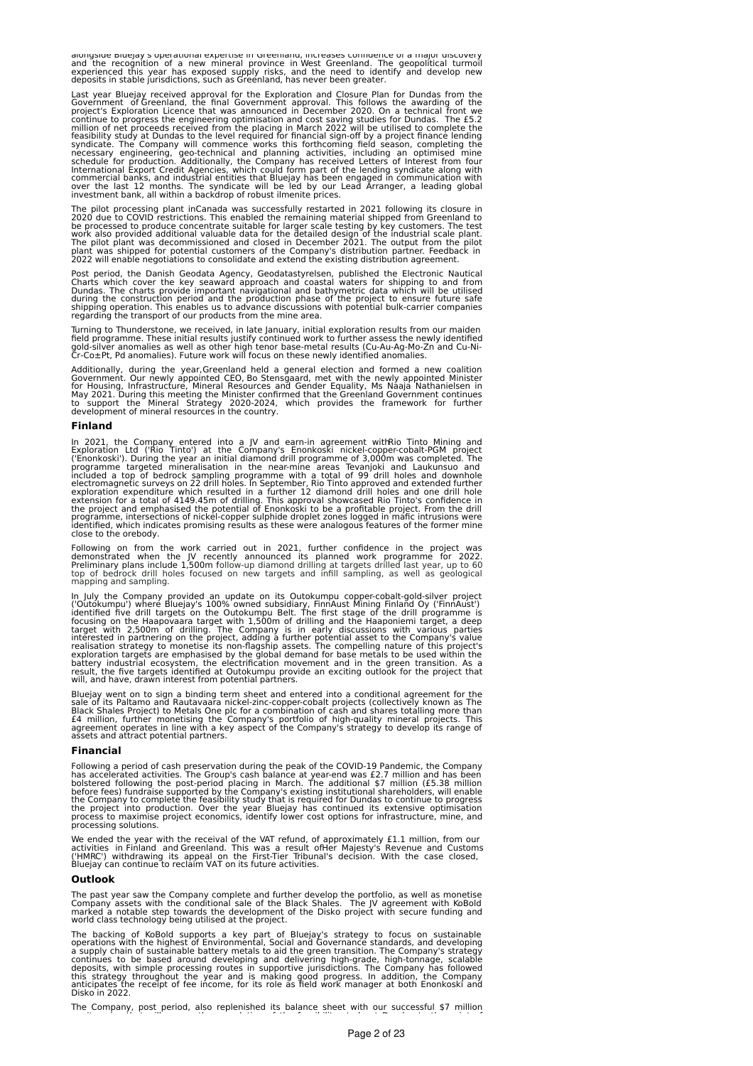alongside Bluejay's operational expertise in Greenland, increases confidence of a major discovery and the recognition of a new mineral province in West Greenland. The geopolitical turmoil experienced this year has exposed supply risks, and the need to identify and develop new deposits in stable jurisdictions, such as Greenland, has never been greater.

Last year Bluejay received approval for the Exploration and Closure Plan for Dundas from the Government of Greenland, the final Government approval. This follows the awarding of the project's Exploration Licence that was announced in December 2020. On a technical front we continue to progress the engineering optimisation and cost saving studies for Dundas. The £5.2 million of net proceeds received from the placing in March 2022 will be utilised to complete the feasibility study at Dundas to the level required for financial sign-off by a project finance lending syndicate. The Company will commence works this forthcoming field season, completing the necessary engineering, geo-technical and planning activities, including an optimised mine schedule for production. Additionally, the Company has received Letters of Interest from four International Export Credit Agencies, which could form part of the lending syndicate along with commercial banks, and industrial entities that Bluejay has been engaged in communication with over the last 12 months. The syndicate will be led by our Lead Arranger, a leading global investment bank, all within a backdrop of robust ilmenite prices.

The pilot processing plant inCanada was successfully restarted in 2021 following its closure in 2020 due to COVID restrictions. This enabled the remaining material shipped from Greenland to be processed to produce concentrate suitable for larger scale testing by key customers. The test work also provided additional valuable data for the detailed design of the industrial scale plant. The pilot plant was decommissioned and closed in December 2021. The output from the pilot plant was shipped for potential customers of the Company's distribution partner. Feedback in 2022 will enable negotiations to consolidate and extend the existing distribution agreement.

Post period, the Danish Geodata Agency, Geodatastyrelsen, published the Electronic Nautical Charts which cover the key seaward approach and coastal waters for shipping to and from Dundas. The charts provide important navigational and bathymetric data which will be utilised during the construction period and the production phase of the project to ensure future safe shipping operation. This enables us to advance discussions with potential bulk-carrier companies regarding the transport of our products from the mine area.

Turning to Thunderstone, we received, in late January, initial exploration results from our maiden field programme. These initial results justify continued work to further assess the newly identified gold-silver anomalies as well as other high tenor base-metal results (Cu-Au-Ag-Mo-Zn and Cu-Ni-Cr-Co±Pt, Pd anomalies). Future work will focus on these newly identified anomalies.

Additionally, during the year,Greenland held a general election and formed a new coalition Government. Our newly appointed CEO, Bo Stensgaard, met with the newly appointed Minister for Housing, Infrastructure, Mineral Resources and Gender Equality, Ms Naaja Nathanielsen in May 2021. During this meeting the Minister confirmed that the Greenland Government continues to support the Mineral Strategy 2020-2024, which provides the framework for further development of mineral resources in the country.

## Finland

In 2021, the Company entered into a JV and earn-in agreement withRio Tinto Mining and Exploration Ltd ('Rio Tinto') at the Company's Enonkoski nickel-copper-cobalt-PGM project ('Enonkoski'). During the year an initial diamond drill programme of 3,000m was completed. The programme targeted mineralisation in the near-mine areas Tevanjoki and Laukunsuo and included a top of bedrock sampling programme with a total of 99 drill holes and downhole electromagnetic surveys on 22 drill holes. In September, Rio Tinto approved and extended further exploration expenditure which resulted in a further 12 diamond drill holes and one drill hole extension for a total of 4149.45m of drilling. This approval showcased Rio Tinto's confidence in the project and emphasised the potential of Enonkoski to be a profitable project. From the drill programme, intersections of nickel-copper sulphide droplet zones logged in mafic intrusions were identified, which indicates promising results as these were analogous features of the former mine close to the orebody.

Following on from the work carried out in 2021, further confidence in the project was demonstrated when the JV recently announced its planned work programme for 2022. Preliminary plans include 1,500m follow-up diamond drilling at targets drilled last year, up to 60 top of bedrock drill holes focused on new targets and infill sampling, as well as geological mapping and sampling.

In July the Company provided an update on its Outokumpu copper-cobalt-gold-silver project ('Outokumpu') where Bluejay's 100% owned subsidiary, FinnAust Mining Finland Oy ('FinnAust') identified five drill targets on the Outokumpu Belt. The first stage of the drill programme is focusing on the Haapovaara target with 1,500m of drilling and the Haaponiemi target, a deep target with 2,500m of drilling. The Company is in early discussions with various parties interested in partnering on the project, adding a further potential asset to the Company's value realisation strategy to monetise its non-flagship assets. The compelling nature of this project's exploration targets are emphasised by the global demand for base metals to be used within the battery industrial ecosystem, the electrification movement and in the green transition. As a result, the five targets identified at Outokumpu provide an exciting outlook for the project that will, and have, drawn interest from potential partners.

Bluejay went on to sign a binding term sheet and entered into a conditional agreement for the sale of its Paltamo and Rautavaara nickel-zinc-copper-cobalt projects (collectively known as The Black Shales Project) to Metals One plc for a combination of cash and shares totalling more than £4 million, further monetising the Company's portfolio of high-quality mineral projects. This agreement operates in line with a key aspect of the Company's strategy to develop its range of assets and attract potential partners.

## Financial

Following a period of cash preservation during the peak of the COVID-19 Pandemic, the Company has accelerated activities. The Group's cash balance at year-end was £2.7 million and has been bolstered following the post-period placing in March. The additional $7 million (£5.38 million before fees) fundraise supported by the Company's existing institutional shareholders, will enable the Company to complete the feasibility study that is required for Dundas to continue to progress the project into production. Over the year Bluejay has continued its extensive optimisation process to maximise project economics, identify lower cost options for infrastructure, mine, and processing solutions.

We ended the year with the receival of the VAT refund, of approximately £1.1 million, from our activities in Finland and Greenland. This was a result ofHer Majesty's Revenue and Customs ('HMRC') withdrawing its appeal on the First-Tier Tribunal's decision. With the case closed, Bluejay can continue to reclaim VAT on its future activities.

## Outlook

The past year saw the Company complete and further develop the portfolio, as well as monetise Company assets with the conditional sale of the Black Shales. The JV agreement with KoBold marked a notable step towards the development of the Disko project with secure funding and world class technology being utilised at the project.

The backing of KoBold supports a key part of Bluejay's strategy to focus on sustainable operations with the highest of Environmental, Social and Governance standards, and developing a supply chain of sustainable battery metals to aid the green transition. The Company's strategy continues to be based around developing and delivering high-grade, high-tonnage, scalable deposits, with simple processing routes in supportive jurisdictions. The Company has followed this strategy throughout the year and is making good progress. In addition, the Company anticipates the receipt of fee income, for its role as field work manager at both Enonkoski and Disko in 2022.

The Company, post period, also replenished its balance sheet with our successful $7 million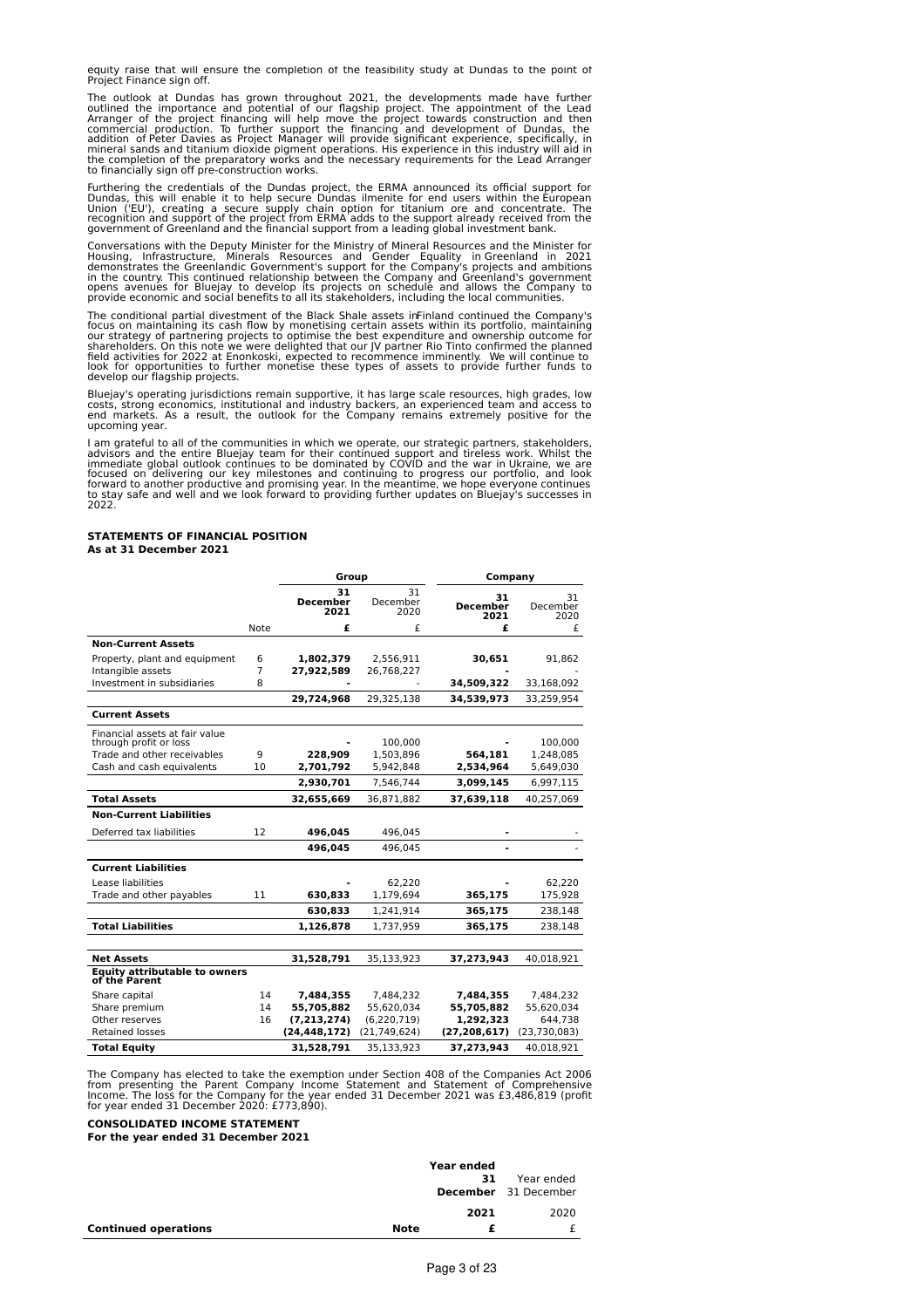equity raise that will ensure the completion of the feasibility study at Dundas to the point of Project Finance sign off.

The outlook at Dundas has grown throughout 2021, the developments made have further outlined the importance and potential of our flagship project. The appointment of the Lead Arranger of the project financing will help move the project towards construction and then commercial production. To further support the financing and development of Dundas, the addition of Peter Davies as Project Manager will provide significant experience, specifically, in mineral sands and titanium dioxide pigment operations. His experience in this industry will aid in the completion of the preparatory works and the necessary requirements for the Lead Arranger to financially sign off pre-construction works.

Furthering the credentials of the Dundas project, the ERMA announced its official support for Dundas, this will enable it to help secure Dundas ilmenite for end users within the European Union ('EU'), creating a secure supply chain option for titanium ore and concentrate. The recognition and support of the project from ERMA adds to the support already received from the government of Greenland and the financial support from a leading global investment bank.

Conversations with the Deputy Minister for the Ministry of Mineral Resources and the Minister for Housing, Infrastructure, Minerals Resources and Gender Equality in Greenland in 2021 demonstrates the Greenlandic Government's support for the Company's projects and ambitions in the country. This continued relationship between the Company and Greenland's government opens avenues for Bluejay to develop its projects on schedule and allows the Company to provide economic and social benefits to all its stakeholders, including the local communities.

The conditional partial divestment of the Black Shale assets in Finland continued the Company's focus on maintaining its cash flow by monetising certain assets within its portfolio, maintaining our strategy of partnering projects to optimise the best expenditure and ownership outcome for shareholders. On this note we were delighted that our JV partner Rio Tinto confirmed the planned field activities for 2022 at Enonkoski, expected to recommence imminently. We will continue to look for opportunities to further monetise these types of assets to provide further funds to develop our flagship projects.

Bluejay's operating jurisdictions remain supportive, it has large scale resources, high grades, low costs, strong economics, institutional and industry backers, an experienced team and access to end markets. As a result, the outlook for the Company remains extremely positive for the upcoming year.

I am grateful to all of the communities in which we operate, our strategic partners, stakeholders, advisors and the entire Bluejay team for their continued support and tireless work. Whilst the immediate global outlook continues to be dominated by COVID and the war in Ukraine, we are focused on delivering our key milestones and continuing to progress our portfolio, and look forward to another productive and promising year. In the meantime, we hope everyone continues to stay safe and well and we look forward to providing further updates on Bluejay's successes in 2022.

**STATEMENTS OF FINANCIAL POSITION**
**As at 31 December 2021**

| | | Group | | Company | |
|---|---|---|---|---|---|
| | | **31 December 2021** | 31 December 2020 | **31 December 2021** | 31 December 2020 |
| | Note | **£** | £ | **£** | £ |
| **Non-Current Assets** | | | | | |
| Property, plant and equipment | 6 | **1,802,379** | 2,556,911 | **30,651** | 91,862 |
| Intangible assets | 7 | **27,922,589** | 26,768,227 | **-** | - |
| Investment in subsidiaries | 8 | **-** | - | **34,509,322** | 33,168,092 |
| | | **29,724,968** | 29,325,138 | **34,539,973** | 33,259,954 |
| **Current Assets** | | | | | |
| Financial assets at fair value through profit or loss | | **-** | 100,000 | **-** | 100,000 |
| Trade and other receivables | 9 | **228,909** | 1,503,896 | **564,181** | 1,248,085 |
| Cash and cash equivalents | 10 | **2,701,792** | 5,942,848 | **2,534,964** | 5,649,030 |
| | | **2,930,701** | 7,546,744 | **3,099,145** | 6,997,115 |
| **Total Assets** | | **32,655,669** | 36,871,882 | **37,639,118** | 40,257,069 |
| **Non-Current Liabilities** | | | | | |
| Deferred tax liabilities | 12 | **496,045** | 496,045 | **-** | - |
| | | **496,045** | 496,045 | **-** | - |
| **Current Liabilities** | | | | | |
| Lease liabilities | | **-** | 62,220 | **-** | 62,220 |
| Trade and other payables | 11 | **630,833** | 1,179,694 | **365,175** | 175,928 |
| | | **630,833** | 1,241,914 | **365,175** | 238,148 |
| **Total Liabilities** | | **1,126,878** | 1,737,959 | **365,175** | 238,148 |
| **Net Assets** | | **31,528,791** | 35,133,923 | **37,273,943** | 40,018,921 |
| **Equity attributable to owners of the Parent** | | | | | |
| Share capital | 14 | **7,484,355** | 7,484,232 | **7,484,355** | 7,484,232 |
| Share premium | 14 | **55,705,882** | 55,620,034 | **55,705,882** | 55,620,034 |
| Other reserves | 16 | **(7,213,274)** | (6,220,719) | **1,292,323** | 644,738 |
| Retained losses | | **(24,448,172)** | (21,749,624) | **(27,208,617)** | (23,730,083) |
| **Total Equity** | | **31,528,791** | 35,133,923 | **37,273,943** | 40,018,921 |

The Company has elected to take the exemption under Section 408 of the Companies Act 2006 from presenting the Parent Company Income Statement and Statement of Comprehensive Income. The loss for the Company for the year ended 31 December 2021 was £3,486,819 (profit for the year ended 31 December 2020: £773,890).

**CONSOLIDATED INCOME STATEMENT**
**For the year ended 31 December 2021**

| | | **Year ended 31 December** | Year ended 31 December |
|---|---|---|---|
| | | **2021** | 2020 |
| **Continued operations** | **Note** | **£** | £ |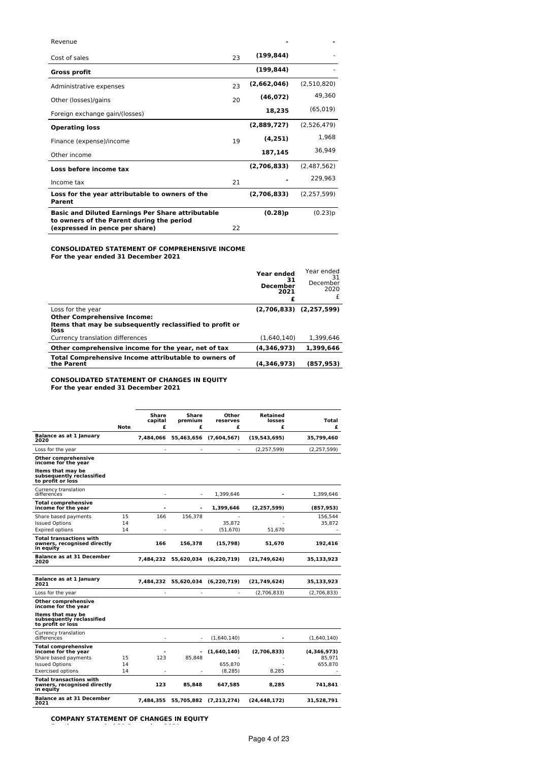| | | | |
|---|---|---|---|
| Revenue | | **-** | - |
| Cost of sales | 23 | **(199,844)** | - |
| **Gross profit** | | **(199,844)** | - |
| Administrative expenses | 23 | **(2,662,046)** | (2,510,820) |
| Other (losses)/gains | 20 | **(46,072)** | 49,360 |
| Foreign exchange gain/(losses) | | **18,235** | (65,019) |
| **Operating loss** | | **(2,889,727)** | (2,526,479) |
| Finance (expense)/income | 19 | **(4,251)** | 1,968 |
| Other income | | **187,145** | 36,949 |
| **Loss before income tax** | | **(2,706,833)** | (2,487,562) |
| Income tax | 21 | **-** | 229,963 |
| **Loss for the year attributable to owners of the Parent** | | **(2,706,833)** | (2,257,599) |
| **Basic and Diluted Earnings Per Share attributable to owners of the Parent during the period (expressed in pence per share)** | 22 | **(0.28)p** | (0.23)p |

**CONSOLIDATED STATEMENT OF COMPREHENSIVE INCOME**
**For the year ended 31 December 2021**

| | **Year ended 31 December 2021 £** | Year ended 31 December 2020 £ |
|---|---|---|
| Loss for the year | **(2,706,833)** | **(2,257,599)** |
| **Other Comprehensive Income:** | | |
| **Items that may be subsequently reclassified to profit or loss** | | |
| Currency translation differences | (1,640,140) | 1,399,646 |
| **Other comprehensive income for the year, net of tax** | **(4,346,973)** | **1,399,646** |
| **Total Comprehensive Income attributable to owners of the Parent** | **(4,346,973)** | **(857,953)** |

**CONSOLIDATED STATEMENT OF CHANGES IN EQUITY**
**For the year ended 31 December 2021**

| | Note | Share capital £ | Share premium £ | Other reserves £ | Retained losses £ | Total £ |
|---|---|---|---|---|---|---|
| **Balance as at 1 January 2020** | | **7,484,066** | **55,463,656** | **(7,604,567)** | **(19,543,695)** | **35,799,460** |
| Loss for the year | | - | - | - | (2,257,599) | (2,257,599) |
| **Other comprehensive income for the year** | | | | | | |
| **Items that may be subsequently reclassified to profit or loss** | | | | | | |
| Currency translation differences | | - | - | 1,399,646 | - | 1,399,646 |
| **Total comprehensive income for the year** | | **-** | **-** | **1,399,646** | **(2,257,599)** | **(857,953)** |
| Share based payments | 15 | 166 | 156,378 | - | - | 156,544 |
| Issued Options | 14 | | | 35,872 | - | 35,872 |
| Expired options | 14 | - | - | (51,670) | 51,670 | - |
| **Total transactions with owners, recognised directly in equity** | | **166** | **156,378** | **(15,798)** | **51,670** | **192,416** |
| **Balance as at 31 December 2020** | | **7,484,232** | **55,620,034** | **(6,220,719)** | **(21,749,624)** | **35,133,923** |
| | | | | | | |
| **Balance as at 1 January 2021** | | **7,484,232** | **55,620,034** | **(6,220,719)** | **(21,749,624)** | **35,133,923** |
| Loss for the year | | - | - | - | (2,706,833) | (2,706,833) |
| **Other comprehensive income for the year** | | | | | | |
| **Items that may be subsequently reclassified to profit or loss** | | | | | | |
| Currency translation differences | | - | - | (1,640,140) | - | (1,640,140) |
| **Total comprehensive income for the year** | | **-** | **-** | **(1,640,140)** | **(2,706,833)** | **(4,346,973)** |
| Share based payments | 15 | 123 | 85,848 | - | - | 85,971 |
| Issued Options | 14 | | | 655,870 | - | 655,870 |
| Exercised options | 14 | - | - | (8,285) | 8,285 | - |
| **Total transactions with owners, recognised directly in equity** | | **123** | **85,848** | **647,585** | **8,285** | **741,841** |
| **Balance as at 31 December 2021** | | **7,484,355** | **55,705,882** | **(7,213,274)** | **(24,448,172)** | **31,528,791** |

**COMPANY STATEMENT OF CHANGES IN EQUITY**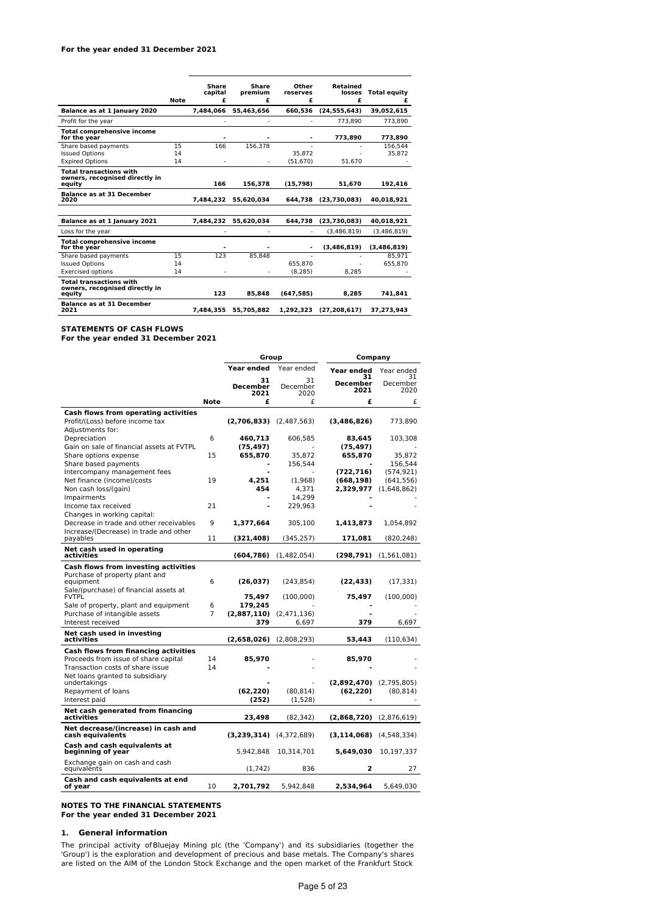**For the year ended 31 December 2021**

| | Note | Share capital £ | Share premium £ | Other reserves £ | Retained losses £ | Total equity £ |
|---|---|---|---|---|---|---|
| **Balance as at 1 January 2020** | | **7,484,066** | **55,463,656** | **660,536** | **(24,555,643)** | **39,052,615** |
| Profit for the year | | - | - | - | 773,890 | 773,890 |
| **Total comprehensive income for the year** | | **-** | **-** | **-** | **773,890** | **773,890** |
| Share based payments | 15 | 166 | 156,378 | - | - | 156,544 |
| Issued Options | 14 | | | 35,872 | - | 35,872 |
| Expired Options | 14 | - | - | (51,670) | 51,670 | - |
| **Total transactions with owners, recognised directly in equity** | | **166** | **156,378** | **(15,798)** | **51,670** | **192,416** |
| **Balance as at 31 December 2020** | | **7,484,232** | **55,620,034** | **644,738** | **(23,730,083)** | **40,018,921** |
| | | | | | | |
| **Balance as at 1 January 2021** | | **7,484,232** | **55,620,034** | **644,738** | **(23,730,083)** | **40,018,921** |
| Loss for the year | | - | - | - | (3,486,819) | (3,486,819) |
| **Total comprehensive income for the year** | | **-** | **-** | **-** | **(3,486,819)** | **(3,486,819)** |
| Share based payments | 15 | 123 | 85,848 | - | - | 85,971 |
| Issued Options | 14 | | | 655,870 | - | 655,870 |
| Exercised options | 14 | - | - | (8,285) | 8,285 | - |
| **Total transactions with owners, recognised directly in equity** | | **123** | **85,848** | **(647,585)** | **8,285** | **741,841** |
| **Balance as at 31 December 2021** | | **7,484,355** | **55,705,882** | **1,292,323** | **(27,208,617)** | **37,273,943** |

**STATEMENTS OF CASH FLOWS**
**For the year ended 31 December 2021**

| | | Group | | Company | |
|---|---|---|---|---|---|
| | | **Year ended 31 December 2021** | Year ended 31 December 2020 | **Year ended 31 December 2021** | Year ended 31 December 2020 |
| | **Note** | **£** | £ | **£** | £ |
| **Cash flows from operating activities** | | | | | |
| Profit/(Loss) before income tax | | **(2,706,833)** | (2,487,563) | **(3,486,826)** | 773,890 |
| Adjustments for: | | | | | |
| Depreciation | 6 | **460,713** | 606,585 | **83,645** | 103,308 |
| Gain on sale of financial assets at FVTPL | | **(75,497)** | - | **(75,497)** | - |
| Share options expense | 15 | **655,870** | 35,872 | **655,870** | 35,872 |
| Share based payments | | **-** | 156,544 | **-** | 156,544 |
| Intercompany management fees | | **-** | - | **(722,716)** | (574,921) |
| Net finance (income)/costs | 19 | **4,251** | (1,968) | **(668,198)** | (641,556) |
| Non cash loss/(gain) | | **454** | 4,371 | **2,329,977** | (1,648,862) |
| Impairments | | **-** | 14,299 | **-** | - |
| Income tax received | 21 | **-** | 229,963 | **-** | - |
| Changes in working capital: | | | | | |
| Decrease in trade and other receivables | 9 | **1,377,664** | 305,100 | **1,413,873** | 1,054,892 |
| Increase/(Decrease) in trade and other payables | 11 | **(321,408)** | (345,257) | **171,081** | (820,248) |
| **Net cash used in operating activities** | | **(604,786)** | (1,482,054) | **(298,791)** | (1,561,081) |
| **Cash flows from investing activities** | | | | | |
| Purchase of property plant and equipment | 6 | **(26,037)** | (243,854) | **(22,433)** | (17,331) |
| Sale/(purchase) of financial assets at FVTPL | | **75,497** | (100,000) | **75,497** | (100,000) |
| Sale of property, plant and equipment | 6 | **179,245** | - | **-** | - |
| Purchase of intangible assets | 7 | **(2,887,110)** | (2,471,136) | **-** | - |
| Interest received | | **379** | 6,697 | **379** | 6,697 |
| **Net cash used in investing activities** | | **(2,658,026)** | (2,808,293) | **53,443** | (110,634) |
| **Cash flows from financing activities** | | | | | |
| Proceeds from issue of share capital | 14 | **85,970** | - | **85,970** | - |
| Transaction costs of share issue | 14 | **-** | - | **-** | - |
| Net loans granted to subsidiary undertakings | | **-** | - | **(2,892,470)** | (2,795,805) |
| Repayment of loans | | **(62,220)** | (80,814) | **(62,220)** | (80,814) |
| Interest paid | | **(252)** | (1,528) | **-** | - |
| **Net cash generated from financing activities** | | **23,498** | (82,342) | **(2,868,720)** | (2,876,619) |
| **Net decrease/(increase) in cash and cash equivalents** | | **(3,239,314)** | (4,372,689) | **(3,114,068)** | (4,548,334) |
| **Cash and cash equivalents at beginning of year** | | 5,942,848 | 10,314,701 | **5,649,030** | 10,197,337 |
| Exchange gain on cash and cash equivalents | | (1,742) | 836 | **2** | 27 |
| **Cash and cash equivalents at end of year** | 10 | **2,701,792** | 5,942,848 | **2,534,964** | 5,649,030 |

**NOTES TO THE FINANCIAL STATEMENTS**
**For the year ended 31 December 2021**

### 1. General information

The principal activity of Bluejay Mining plc (the 'Company') and its subsidiaries (together the 'Group') is the exploration and development of precious and base metals. The Company's shares are listed on the AIM of the London Stock Exchange and the open market of the Frankfurt Stock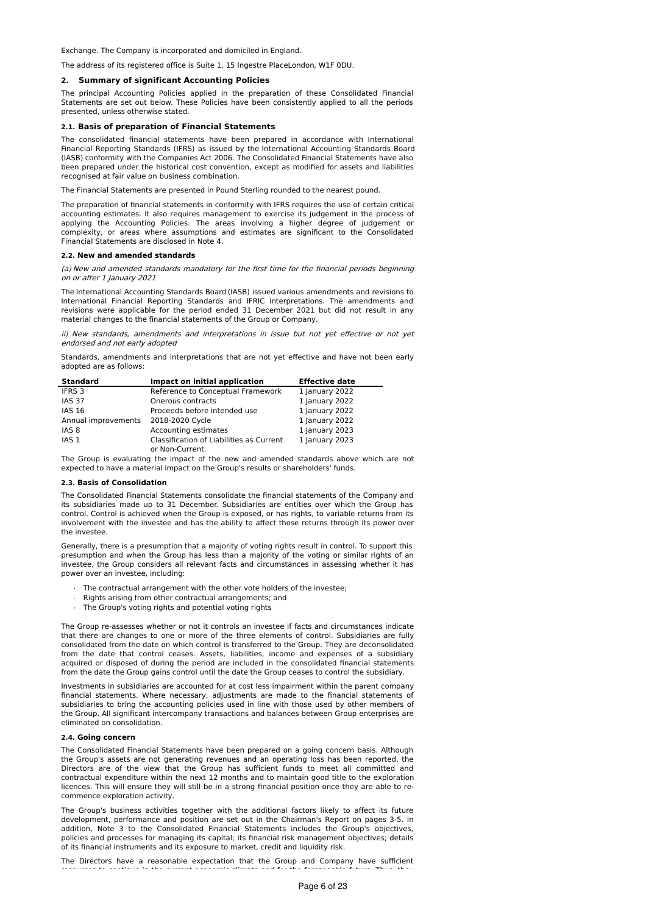Exchange. The Company is incorporated and domiciled in England.

The address of its registered office is Suite 1, 15 Ingestre Place,London, W1F 0DU.

## 2. Summary of significant Accounting Policies

The principal Accounting Policies applied in the preparation of these Consolidated Financial Statements are set out below. These Policies have been consistently applied to all the periods presented, unless otherwise stated.

### 2.1. Basis of preparation of Financial Statements

The consolidated financial statements have been prepared in accordance with International Financial Reporting Standards (IFRS) as issued by the International Accounting Standards Board (IASB) conformity with the Companies Act 2006. The Consolidated Financial Statements have also been prepared under the historical cost convention, except as modified for assets and liabilities recognised at fair value on business combination.

The Financial Statements are presented in Pound Sterling rounded to the nearest pound.

The preparation of financial statements in conformity with IFRS requires the use of certain critical accounting estimates. It also requires management to exercise its judgement in the process of applying the Accounting Policies. The areas involving a higher degree of judgement or complexity, or areas where assumptions and estimates are significant to the Consolidated Financial Statements are disclosed in Note 4.

### 2.2. New and amended standards

*(a) New and amended standards mandatory for the first time for the financial periods beginning on or after 1 January 2021*

The International Accounting Standards Board (IASB) issued various amendments and revisions to International Financial Reporting Standards and IFRIC interpretations. The amendments and revisions were applicable for the period ended 31 December 2021 but did not result in any material changes to the financial statements of the Group or Company.

*ii) New standards, amendments and interpretations in issue but not yet effective or not yet endorsed and not early adopted*

Standards, amendments and interpretations that are not yet effective and have not been early adopted are as follows:

| Standard | Impact on initial application | Effective date |
|---|---|---|
| IFRS 3 | Reference to Conceptual Framework | 1 January 2022 |
| IAS 37 | Onerous contracts | 1 January 2022 |
| IAS 16 | Proceeds before intended use | 1 January 2022 |
| Annual improvements | 2018-2020 Cycle | 1 January 2022 |
| IAS 8 | Accounting estimates | 1 January 2023 |
| IAS 1 | Classification of Liabilities as Current or Non-Current. | 1 January 2023 |

The Group is evaluating the impact of the new and amended standards above which are not expected to have a material impact on the Group's results or shareholders' funds.

### 2.3. Basis of Consolidation

The Consolidated Financial Statements consolidate the financial statements of the Company and its subsidiaries made up to 31 December. Subsidiaries are entities over which the Group has control. Control is achieved when the Group is exposed, or has rights, to variable returns from its involvement with the investee and has the ability to affect those returns through its power over the investee.

Generally, there is a presumption that a majority of voting rights result in control. To support this presumption and when the Group has less than a majority of the voting or similar rights of an investee, the Group considers all relevant facts and circumstances in assessing whether it has power over an investee, including:

- The contractual arrangement with the other vote holders of the investee;
- Rights arising from other contractual arrangements; and
- The Group's voting rights and potential voting rights

The Group re-assesses whether or not it controls an investee if facts and circumstances indicate that there are changes to one or more of the three elements of control. Subsidiaries are fully consolidated from the date on which control is transferred to the Group. They are deconsolidated from the date that control ceases. Assets, liabilities, income and expenses of a subsidiary acquired or disposed of during the period are included in the consolidated financial statements from the date the Group gains control until the date the Group ceases to control the subsidiary.

Investments in subsidiaries are accounted for at cost less impairment within the parent company financial statements. Where necessary, adjustments are made to the financial statements of subsidiaries to bring the accounting policies used in line with those used by other members of the Group. All significant intercompany transactions and balances between Group enterprises are eliminated on consolidation.

### 2.4. Going concern

The Consolidated Financial Statements have been prepared on a going concern basis. Although the Group's assets are not generating revenues and an operating loss has been reported, the Directors are of the view that the Group has sufficient funds to meet all committed and contractual expenditure within the next 12 months and to maintain good title to the exploration licences. This will ensure they will still be in a strong financial position once they are able to re-commence exploration activity.

The Group's business activities together with the additional factors likely to affect its future development, performance and position are set out in the Chairman's Report on pages 3-5. In addition, Note 3 to the Consolidated Financial Statements includes the Group's objectives, policies and processes for managing its capital; its financial risk management objectives; details of its financial instruments and its exposure to market, credit and liquidity risk.

The Directors have a reasonable expectation that the Group and Company have sufficient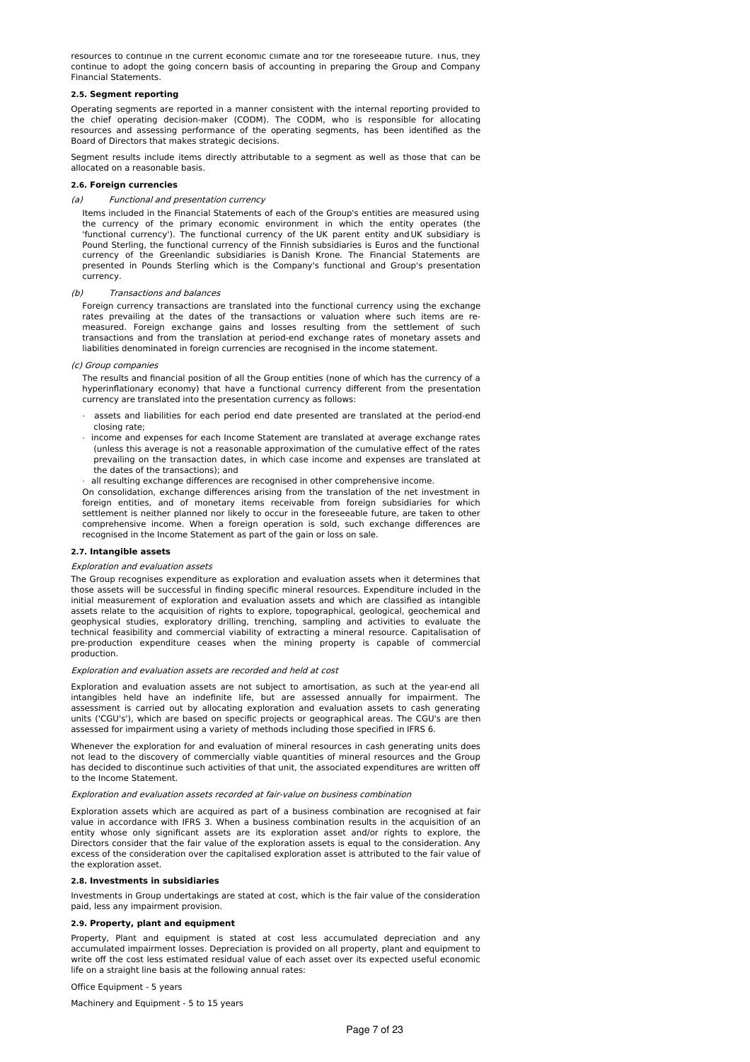resources to continue in the current economic climate and for the foreseeable future. Thus, they continue to adopt the going concern basis of accounting in preparing the Group and Company Financial Statements.

**2.5. Segment reporting**

Operating segments are reported in a manner consistent with the internal reporting provided to the chief operating decision-maker (CODM). The CODM, who is responsible for allocating resources and assessing performance of the operating segments, has been identified as the Board of Directors that makes strategic decisions.

Segment results include items directly attributable to a segment as well as those that can be allocated on a reasonable basis.

**2.6. Foreign currencies**

*(a) Functional and presentation currency*

Items included in the Financial Statements of each of the Group's entities are measured using the currency of the primary economic environment in which the entity operates (the 'functional currency'). The functional currency of the UK parent entity and UK subsidiary is Pound Sterling, the functional currency of the Finnish subsidiaries is Euros and the functional currency of the Greenlandic subsidiaries is Danish Krone. The Financial Statements are presented in Pounds Sterling which is the Company's functional and Group's presentation currency.

*(b) Transactions and balances*

Foreign currency transactions are translated into the functional currency using the exchange rates prevailing at the dates of the transactions or valuation where such items are re-measured. Foreign exchange gains and losses resulting from the settlement of such transactions and from the translation at period-end exchange rates of monetary assets and liabilities denominated in foreign currencies are recognised in the income statement.

*(c) Group companies*

The results and financial position of all the Group entities (none of which has the currency of a hyperinflationary economy) that have a functional currency different from the presentation currency are translated into the presentation currency as follows:

- assets and liabilities for each period end date presented are translated at the period-end closing rate;
- income and expenses for each Income Statement are translated at average exchange rates (unless this average is not a reasonable approximation of the cumulative effect of the rates prevailing on the transaction dates, in which case income and expenses are translated at the dates of the transactions); and
- all resulting exchange differences are recognised in other comprehensive income.

On consolidation, exchange differences arising from the translation of the net investment in foreign entities, and of monetary items receivable from foreign subsidiaries for which settlement is neither planned nor likely to occur in the foreseeable future, are taken to other comprehensive income. When a foreign operation is sold, such exchange differences are recognised in the Income Statement as part of the gain or loss on sale.

**2.7. Intangible assets**

*Exploration and evaluation assets*

The Group recognises expenditure as exploration and evaluation assets when it determines that those assets will be successful in finding specific mineral resources. Expenditure included in the initial measurement of exploration and evaluation assets and which are classified as intangible assets relate to the acquisition of rights to explore, topographical, geological, geochemical and geophysical studies, exploratory drilling, trenching, sampling and activities to evaluate the technical feasibility and commercial viability of extracting a mineral resource. Capitalisation of pre-production expenditure ceases when the mining property is capable of commercial production.

*Exploration and evaluation assets are recorded and held at cost*

Exploration and evaluation assets are not subject to amortisation, as such at the year-end all intangibles held have an indefinite life, but are assessed annually for impairment. The assessment is carried out by allocating exploration and evaluation assets to cash generating units ('CGU's'), which are based on specific projects or geographical areas. The CGU's are then assessed for impairment using a variety of methods including those specified in IFRS 6.

Whenever the exploration for and evaluation of mineral resources in cash generating units does not lead to the discovery of commercially viable quantities of mineral resources and the Group has decided to discontinue such activities of that unit, the associated expenditures are written off to the Income Statement.

*Exploration and evaluation assets recorded at fair-value on business combination*

Exploration assets which are acquired as part of a business combination are recognised at fair value in accordance with IFRS 3. When a business combination results in the acquisition of an entity whose only significant assets are its exploration asset and/or rights to explore, the Directors consider that the fair value of the exploration assets is equal to the consideration. Any excess of the consideration over the capitalised exploration asset is attributed to the fair value of the exploration asset.

**2.8. Investments in subsidiaries**

Investments in Group undertakings are stated at cost, which is the fair value of the consideration paid, less any impairment provision.

**2.9. Property, plant and equipment**

Property, Plant and equipment is stated at cost less accumulated depreciation and any accumulated impairment losses. Depreciation is provided on all property, plant and equipment to write off the cost less estimated residual value of each asset over its expected useful economic life on a straight line basis at the following annual rates:

Office Equipment - 5 years

Machinery and Equipment - 5 to 15 years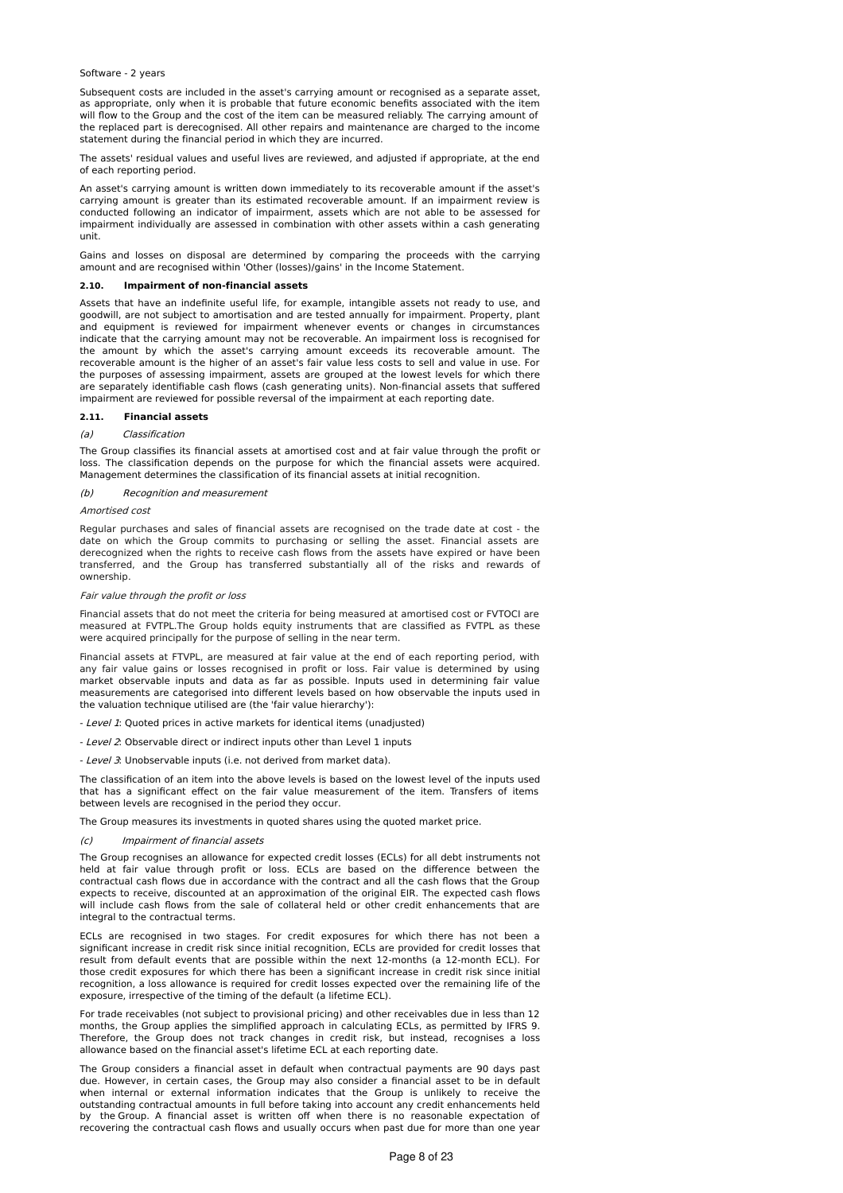Software - 2 years

Subsequent costs are included in the asset's carrying amount or recognised as a separate asset, as appropriate, only when it is probable that future economic benefits associated with the item will flow to the Group and the cost of the item can be measured reliably. The carrying amount of the replaced part is derecognised. All other repairs and maintenance are charged to the income statement during the financial period in which they are incurred.

The assets' residual values and useful lives are reviewed, and adjusted if appropriate, at the end of each reporting period.

An asset's carrying amount is written down immediately to its recoverable amount if the asset's carrying amount is greater than its estimated recoverable amount. If an impairment review is conducted following an indicator of impairment, assets which are not able to be assessed for impairment individually are assessed in combination with other assets within a cash generating unit.

Gains and losses on disposal are determined by comparing the proceeds with the carrying amount and are recognised within 'Other (losses)/gains' in the Income Statement.

### 2.10. Impairment of non-financial assets

Assets that have an indefinite useful life, for example, intangible assets not ready to use, and goodwill, are not subject to amortisation and are tested annually for impairment. Property, plant and equipment is reviewed for impairment whenever events or changes in circumstances indicate that the carrying amount may not be recoverable. An impairment loss is recognised for the amount by which the asset's carrying amount exceeds its recoverable amount. The recoverable amount is the higher of an asset's fair value less costs to sell and value in use. For the purposes of assessing impairment, assets are grouped at the lowest levels for which there are separately identifiable cash flows (cash generating units). Non-financial assets that suffered impairment are reviewed for possible reversal of the impairment at each reporting date.

### 2.11. Financial assets

*(a) Classification*

The Group classifies its financial assets at amortised cost and at fair value through the profit or loss. The classification depends on the purpose for which the financial assets were acquired. Management determines the classification of its financial assets at initial recognition.

*(b) Recognition and measurement*

*Amortised cost*

Regular purchases and sales of financial assets are recognised on the trade date at cost - the date on which the Group commits to purchasing or selling the asset. Financial assets are derecognized when the rights to receive cash flows from the assets have expired or have been transferred, and the Group has transferred substantially all of the risks and rewards of ownership.

*Fair value through the profit or loss*

Financial assets that do not meet the criteria for being measured at amortised cost or FVTOCI are measured at FVTPL.The Group holds equity instruments that are classified as FVTPL as these were acquired principally for the purpose of selling in the near term.

Financial assets at FTVPL, are measured at fair value at the end of each reporting period, with any fair value gains or losses recognised in profit or loss. Fair value is determined by using market observable inputs and data as far as possible. Inputs used in determining fair value measurements are categorised into different levels based on how observable the inputs used in the valuation technique utilised are (the 'fair value hierarchy'):

- *Level 1*: Quoted prices in active markets for identical items (unadjusted)

- *Level 2*: Observable direct or indirect inputs other than Level 1 inputs

- *Level 3*: Unobservable inputs (i.e. not derived from market data).

The classification of an item into the above levels is based on the lowest level of the inputs used that has a significant effect on the fair value measurement of the item. Transfers of items between levels are recognised in the period they occur.

The Group measures its investments in quoted shares using the quoted market price.

*(c) Impairment of financial assets*

The Group recognises an allowance for expected credit losses (ECLs) for all debt instruments not held at fair value through profit or loss. ECLs are based on the difference between the contractual cash flows due in accordance with the contract and all the cash flows that the Group expects to receive, discounted at an approximation of the original EIR. The expected cash flows will include cash flows from the sale of collateral held or other credit enhancements that are integral to the contractual terms.

ECLs are recognised in two stages. For credit exposures for which there has not been a significant increase in credit risk since initial recognition, ECLs are provided for credit losses that result from default events that are possible within the next 12-months (a 12-month ECL). For those credit exposures for which there has been a significant increase in credit risk since initial recognition, a loss allowance is required for credit losses expected over the remaining life of the exposure, irrespective of the timing of the default (a lifetime ECL).

For trade receivables (not subject to provisional pricing) and other receivables due in less than 12 months, the Group applies the simplified approach in calculating ECLs, as permitted by IFRS 9. Therefore, the Group does not track changes in credit risk, but instead, recognises a loss allowance based on the financial asset's lifetime ECL at each reporting date.

The Group considers a financial asset in default when contractual payments are 90 days past due. However, in certain cases, the Group may also consider a financial asset to be in default when internal or external information indicates that the Group is unlikely to receive the outstanding contractual amounts in full before taking into account any credit enhancements held by the Group. A financial asset is written off when there is no reasonable expectation of recovering the contractual cash flows and usually occurs when past due for more than one year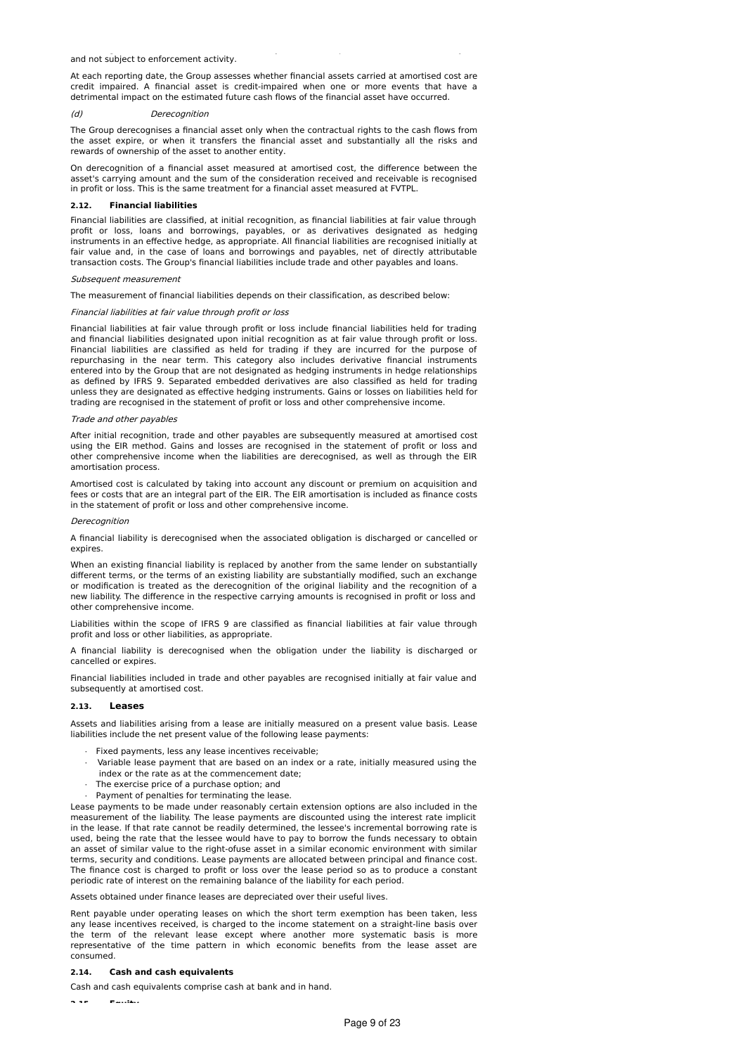and not subject to enforcement activity.

At each reporting date, the Group assesses whether financial assets carried at amortised cost are credit impaired. A financial asset is credit-impaired when one or more events that have a detrimental impact on the estimated future cash flows of the financial asset have occurred.

*(d) Derecognition*

The Group derecognises a financial asset only when the contractual rights to the cash flows from the asset expire, or when it transfers the financial asset and substantially all the risks and rewards of ownership of the asset to another entity.

On derecognition of a financial asset measured at amortised cost, the difference between the asset's carrying amount and the sum of the consideration received and receivable is recognised in profit or loss. This is the same treatment for a financial asset measured at FVTPL.

### 2.12. Financial liabilities

Financial liabilities are classified, at initial recognition, as financial liabilities at fair value through profit or loss, loans and borrowings, payables, or as derivatives designated as hedging instruments in an effective hedge, as appropriate. All financial liabilities are recognised initially at fair value and, in the case of loans and borrowings and payables, net of directly attributable transaction costs. The Group's financial liabilities include trade and other payables and loans.

*Subsequent measurement*

The measurement of financial liabilities depends on their classification, as described below:

*Financial liabilities at fair value through profit or loss*

Financial liabilities at fair value through profit or loss include financial liabilities held for trading and financial liabilities designated upon initial recognition as at fair value through profit or loss. Financial liabilities are classified as held for trading if they are incurred for the purpose of repurchasing in the near term. This category also includes derivative financial instruments entered into by the Group that are not designated as hedging instruments in hedge relationships as defined by IFRS 9. Separated embedded derivatives are also classified as held for trading unless they are designated as effective hedging instruments. Gains or losses on liabilities held for trading are recognised in the statement of profit or loss and other comprehensive income.

*Trade and other payables*

After initial recognition, trade and other payables are subsequently measured at amortised cost using the EIR method. Gains and losses are recognised in the statement of profit or loss and other comprehensive income when the liabilities are derecognised, as well as through the EIR amortisation process.

Amortised cost is calculated by taking into account any discount or premium on acquisition and fees or costs that are an integral part of the EIR. The EIR amortisation is included as finance costs in the statement of profit or loss and other comprehensive income.

*Derecognition*

A financial liability is derecognised when the associated obligation is discharged or cancelled or expires.

When an existing financial liability is replaced by another from the same lender on substantially different terms, or the terms of an existing liability are substantially modified, such an exchange or modification is treated as the derecognition of the original liability and the recognition of a new liability. The difference in the respective carrying amounts is recognised in profit or loss and other comprehensive income.

Liabilities within the scope of IFRS 9 are classified as financial liabilities at fair value through profit and loss or other liabilities, as appropriate.

A financial liability is derecognised when the obligation under the liability is discharged or cancelled or expires.

Financial liabilities included in trade and other payables are recognised initially at fair value and subsequently at amortised cost.

### 2.13. Leases

Assets and liabilities arising from a lease are initially measured on a present value basis. Lease liabilities include the net present value of the following lease payments:

- Fixed payments, less any lease incentives receivable;
- Variable lease payment that are based on an index or a rate, initially measured using the index or the rate as at the commencement date;
- The exercise price of a purchase option; and
- Payment of penalties for terminating the lease.

Lease payments to be made under reasonably certain extension options are also included in the measurement of the liability. The lease payments are discounted using the interest rate implicit in the lease. If that rate cannot be readily determined, the lessee's incremental borrowing rate is used, being the rate that the lessee would have to pay to borrow the funds necessary to obtain an asset of similar value to the right-ofuse asset in a similar economic environment with similar terms, security and conditions. Lease payments are allocated between principal and finance cost. The finance cost is charged to profit or loss over the lease period so as to produce a constant periodic rate of interest on the remaining balance of the liability for each period.

Assets obtained under finance leases are depreciated over their useful lives.

Rent payable under operating leases on which the short term exemption has been taken, less any lease incentives received, is charged to the income statement on a straight-line basis over the term of the relevant lease except where another more systematic basis is more representative of the time pattern in which economic benefits from the lease asset are consumed.

### 2.14. Cash and cash equivalents

Cash and cash equivalents comprise cash at bank and in hand.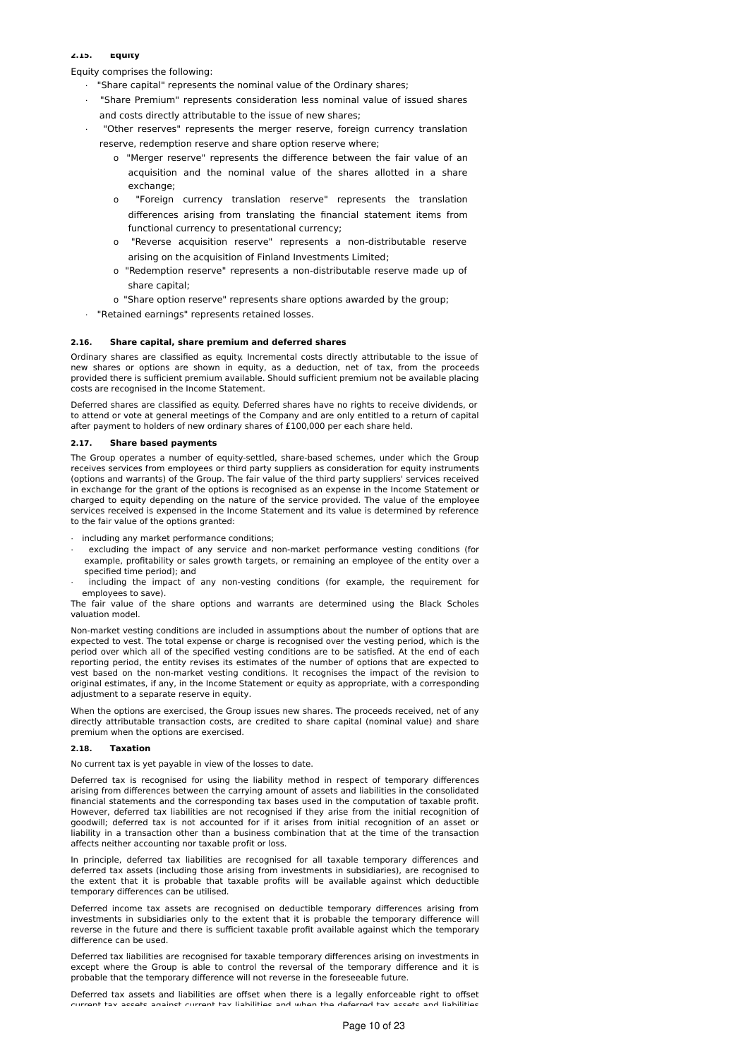### 2.15. Equity

Equity comprises the following:

- "Share capital" represents the nominal value of the Ordinary shares;
- "Share Premium" represents consideration less nominal value of issued shares and costs directly attributable to the issue of new shares;
- "Other reserves" represents the merger reserve, foreign currency translation reserve, redemption reserve and share option reserve where;
  - "Merger reserve" represents the difference between the fair value of an acquisition and the nominal value of the shares allotted in a share exchange;
  - "Foreign currency translation reserve" represents the translation differences arising from translating the financial statement items from functional currency to presentational currency;
  - "Reverse acquisition reserve" represents a non-distributable reserve arising on the acquisition of Finland Investments Limited;
  - "Redemption reserve" represents a non-distributable reserve made up of share capital;
  - "Share option reserve" represents share options awarded by the group;
- "Retained earnings" represents retained losses.

### 2.16. Share capital, share premium and deferred shares

Ordinary shares are classified as equity. Incremental costs directly attributable to the issue of new shares or options are shown in equity, as a deduction, net of tax, from the proceeds provided there is sufficient premium available. Should sufficient premium not be available placing costs are recognised in the Income Statement.

Deferred shares are classified as equity. Deferred shares have no rights to receive dividends, or to attend or vote at general meetings of the Company and are only entitled to a return of capital after payment to holders of new ordinary shares of £100,000 per each share held.

### 2.17. Share based payments

The Group operates a number of equity-settled, share-based schemes, under which the Group receives services from employees or third party suppliers as consideration for equity instruments (options and warrants) of the Group. The fair value of the third party suppliers' services received in exchange for the grant of the options is recognised as an expense in the Income Statement or charged to equity depending on the nature of the service provided. The value of the employee services received is expensed in the Income Statement and its value is determined by reference to the fair value of the options granted:

- including any market performance conditions;
- excluding the impact of any service and non-market performance vesting conditions (for example, profitability or sales growth targets, or remaining an employee of the entity over a specified time period); and
- including the impact of any non-vesting conditions (for example, the requirement for employees to save).

The fair value of the share options and warrants are determined using the Black Scholes valuation model.

Non-market vesting conditions are included in assumptions about the number of options that are expected to vest. The total expense or charge is recognised over the vesting period, which is the period over which all of the specified vesting conditions are to be satisfied. At the end of each reporting period, the entity revises its estimates of the number of options that are expected to vest based on the non-market vesting conditions. It recognises the impact of the revision to original estimates, if any, in the Income Statement or equity as appropriate, with a corresponding adjustment to a separate reserve in equity.

When the options are exercised, the Group issues new shares. The proceeds received, net of any directly attributable transaction costs, are credited to share capital (nominal value) and share premium when the options are exercised.

### 2.18. Taxation

No current tax is yet payable in view of the losses to date.

Deferred tax is recognised for using the liability method in respect of temporary differences arising from differences between the carrying amount of assets and liabilities in the consolidated financial statements and the corresponding tax bases used in the computation of taxable profit. However, deferred tax liabilities are not recognised if they arise from the initial recognition of goodwill; deferred tax is not accounted for if it arises from initial recognition of an asset or liability in a transaction other than a business combination that at the time of the transaction affects neither accounting nor taxable profit or loss.

In principle, deferred tax liabilities are recognised for all taxable temporary differences and deferred tax assets (including those arising from investments in subsidiaries), are recognised to the extent that it is probable that taxable profits will be available against which deductible temporary differences can be utilised.

Deferred income tax assets are recognised on deductible temporary differences arising from investments in subsidiaries only to the extent that it is probable the temporary difference will reverse in the future and there is sufficient taxable profit available against which the temporary difference can be used.

Deferred tax liabilities are recognised for taxable temporary differences arising on investments in except where the Group is able to control the reversal of the temporary difference and it is probable that the temporary difference will not reverse in the foreseeable future.

Deferred tax assets and liabilities are offset when there is a legally enforceable right to offset current tax assets against current tax liabilities and when the deferred tax assets and liabilities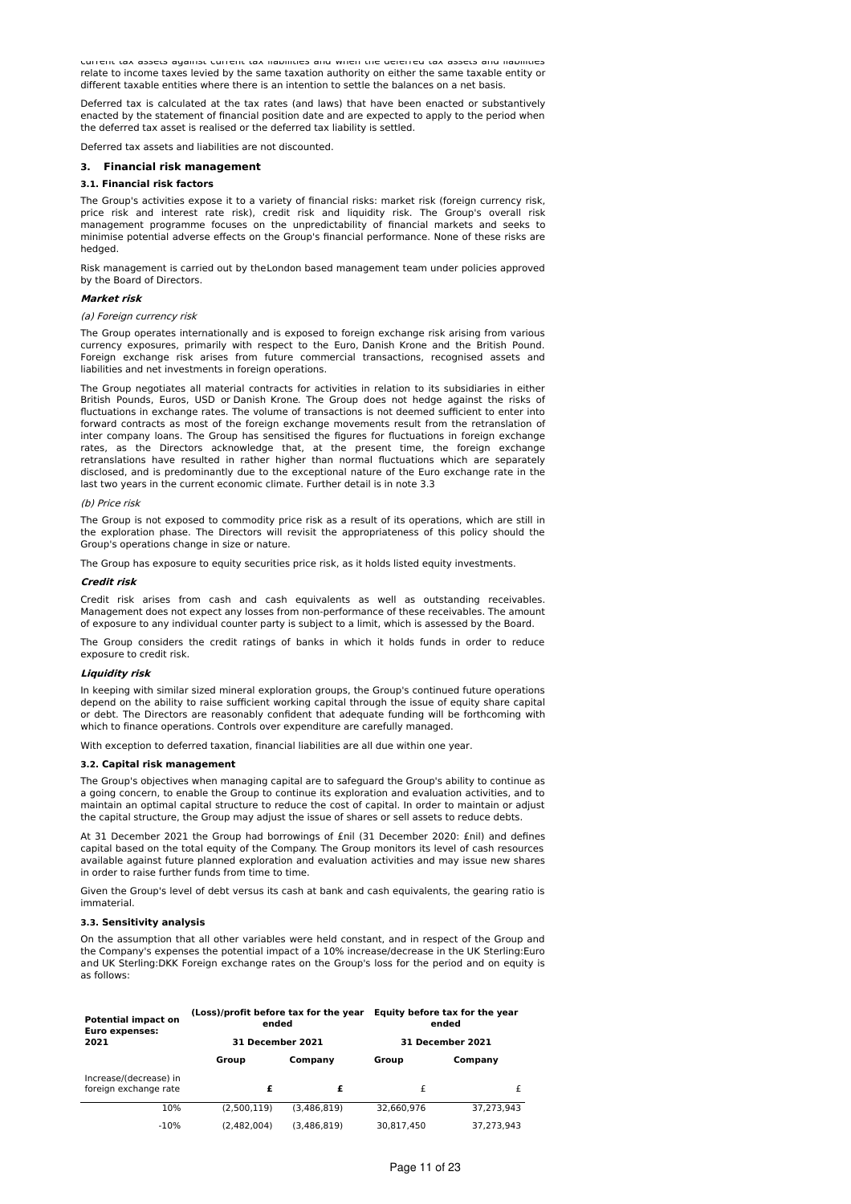current tax assets against current tax liabilities and when the deferred tax assets and liabilities relate to income taxes levied by the same taxation authority on either the same taxable entity or different taxable entities where there is an intention to settle the balances on a net basis.

Deferred tax is calculated at the tax rates (and laws) that have been enacted or substantively enacted by the statement of financial position date and are expected to apply to the period when the deferred tax asset is realised or the deferred tax liability is settled.

Deferred tax assets and liabilities are not discounted.

## 3. Financial risk management

### 3.1. Financial risk factors

The Group's activities expose it to a variety of financial risks: market risk (foreign currency risk, price risk and interest rate risk), credit risk and liquidity risk. The Group's overall risk management programme focuses on the unpredictability of financial markets and seeks to minimise potential adverse effects on the Group's financial performance. None of these risks are hedged.

Risk management is carried out by theLondon based management team under policies approved by the Board of Directors.

***Market risk***

*(a) Foreign currency risk*

The Group operates internationally and is exposed to foreign exchange risk arising from various currency exposures, primarily with respect to the Euro, Danish Krone and the British Pound. Foreign exchange risk arises from future commercial transactions, recognised assets and liabilities and net investments in foreign operations.

The Group negotiates all material contracts for activities in relation to its subsidiaries in either British Pounds, Euros, USD or Danish Krone. The Group does not hedge against the risks of fluctuations in exchange rates. The volume of transactions is not deemed sufficient to enter into forward contracts as most of the foreign exchange movements result from the retranslation of inter company loans. The Group has sensitised the figures for fluctuations in foreign exchange rates, as the Directors acknowledge that, at the present time, the foreign exchange retranslations have resulted in rather higher than normal fluctuations which are separately disclosed, and is predominantly due to the exceptional nature of the Euro exchange rate in the last two years in the current economic climate. Further detail is in note 3.3

*(b) Price risk*

The Group is not exposed to commodity price risk as a result of its operations, which are still in the exploration phase. The Directors will revisit the appropriateness of this policy should the Group's operations change in size or nature.

The Group has exposure to equity securities price risk, as it holds listed equity investments.

***Credit risk***

Credit risk arises from cash and cash equivalents as well as outstanding receivables. Management does not expect any losses from non-performance of these receivables. The amount of exposure to any individual counter party is subject to a limit, which is assessed by the Board.

The Group considers the credit ratings of banks in which it holds funds in order to reduce exposure to credit risk.

***Liquidity risk***

In keeping with similar sized mineral exploration groups, the Group's continued future operations depend on the ability to raise sufficient working capital through the issue of equity share capital or debt. The Directors are reasonably confident that adequate funding will be forthcoming with which to finance operations. Controls over expenditure are carefully managed.

With exception to deferred taxation, financial liabilities are all due within one year.

### 3.2. Capital risk management

The Group's objectives when managing capital are to safeguard the Group's ability to continue as a going concern, to enable the Group to continue its exploration and evaluation activities, and to maintain an optimal capital structure to reduce the cost of capital. In order to maintain or adjust the capital structure, the Group may adjust the issue of shares or sell assets to reduce debts.

At 31 December 2021 the Group had borrowings of £nil (31 December 2020: £nil) and defines capital based on the total equity of the Company. The Group monitors its level of cash resources available against future planned exploration and evaluation activities and may issue new shares in order to raise further funds from time to time.

Given the Group's level of debt versus its cash at bank and cash equivalents, the gearing ratio is immaterial.

### 3.3. Sensitivity analysis

On the assumption that all other variables were held constant, and in respect of the Group and the Company's expenses the potential impact of a 10% increase/decrease in the UK Sterling:Euro and UK Sterling:DKK Foreign exchange rates on the Group's loss for the period and on equity is as follows:

| **Potential impact on Euro expenses: 2021** | **(Loss)/profit before tax for the year ended 31 December 2021** | | **Equity before tax for the year ended 31 December 2021** | |
|---|---|---|---|---|
| | **Group** | **Company** | **Group** | **Company** |
| Increase/(decrease) in foreign exchange rate | **£** | **£** | £ | £ |
| 10% | (2,500,119) | (3,486,819) | 32,660,976 | 37,273,943 |
| -10% | (2,482,004) | (3,486,819) | 30,817,450 | 37,273,943 |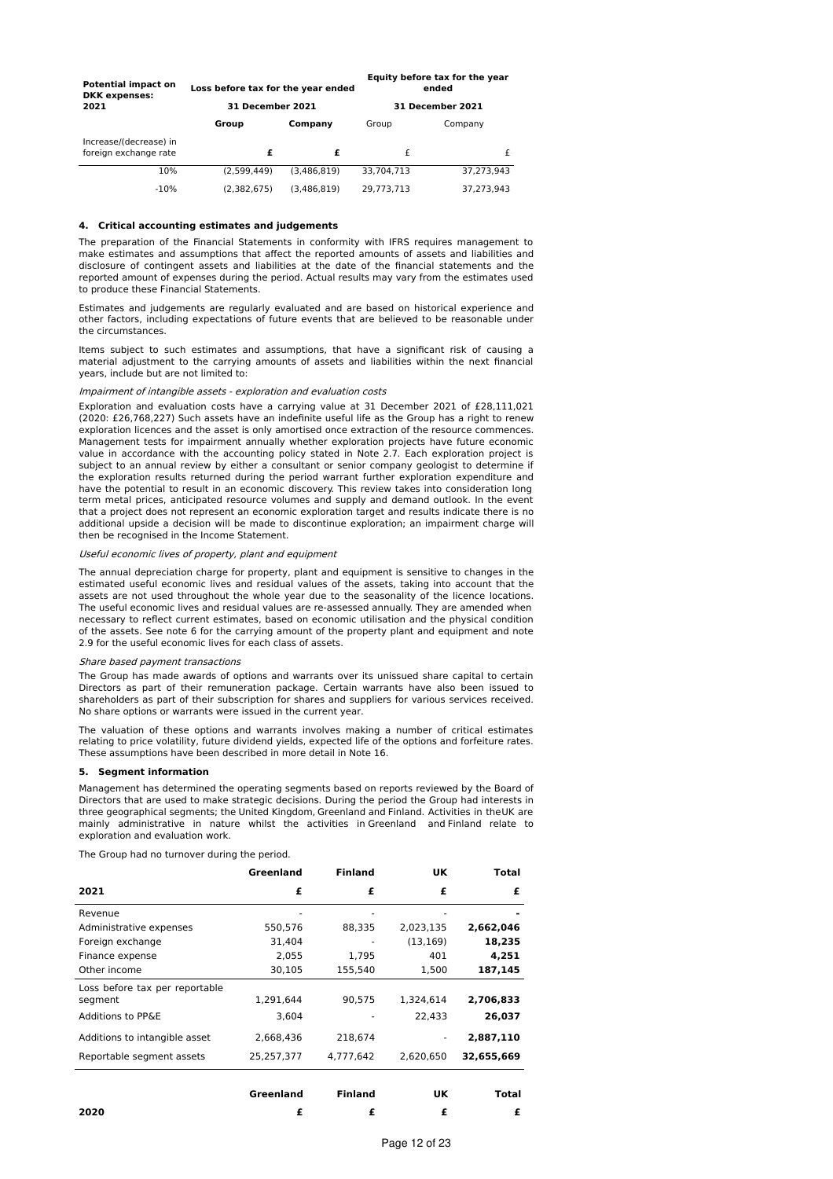| Potential impact on DKK expenses: 2021 | Loss before tax for the year ended 31 December 2021 | | Equity before tax for the year ended 31 December 2021 | |
|---|---|---|---|---|
| | **Group** | **Company** | Group | Company |
| Increase/(decrease) in foreign exchange rate | **£** | **£** | £ | £ |
| 10% | (2,599,449) | (3,486,819) | 33,704,713 | 37,273,943 |
| -10% | (2,382,675) | (3,486,819) | 29,773,713 | 37,273,943 |

### 4. Critical accounting estimates and judgements

The preparation of the Financial Statements in conformity with IFRS requires management to make estimates and assumptions that affect the reported amounts of assets and liabilities and disclosure of contingent assets and liabilities at the date of the financial statements and the reported amount of expenses during the period. Actual results may vary from the estimates used to produce these Financial Statements.

Estimates and judgements are regularly evaluated and are based on historical experience and other factors, including expectations of future events that are believed to be reasonable under the circumstances.

Items subject to such estimates and assumptions, that have a significant risk of causing a material adjustment to the carrying amounts of assets and liabilities within the next financial years, include but are not limited to:

*Impairment of intangible assets - exploration and evaluation costs*

Exploration and evaluation costs have a carrying value at 31 December 2021 of £28,111,021 (2020: £26,768,227) Such assets have an indefinite useful life as the Group has a right to renew exploration licences and the asset is only amortised once extraction of the resource commences. Management tests for impairment annually whether exploration projects have future economic value in accordance with the accounting policy stated in Note 2.7. Each exploration project is subject to an annual review by either a consultant or senior company geologist to determine if the exploration results returned during the period warrant further exploration expenditure and have the potential to result in an economic discovery. This review takes into consideration long term metal prices, anticipated resource volumes and supply and demand outlook. In the event that a project does not represent an economic exploration target and results indicate there is no additional upside a decision will be made to discontinue exploration; an impairment charge will then be recognised in the Income Statement.

*Useful economic lives of property, plant and equipment*

The annual depreciation charge for property, plant and equipment is sensitive to changes in the estimated useful economic lives and residual values of the assets, taking into account that the assets are not used throughout the whole year due to the seasonality of the licence locations. The useful economic lives and residual values are re-assessed annually. They are amended when necessary to reflect current estimates, based on economic utilisation and the physical condition of the assets. See note 6 for the carrying amount of the property plant and equipment and note 2.9 for the useful economic lives for each class of assets.

*Share based payment transactions*

The Group has made awards of options and warrants over its unissued share capital to certain Directors as part of their remuneration package. Certain warrants have also been issued to shareholders as part of their subscription for shares and suppliers for various services received. No share options or warrants were issued in the current year.

The valuation of these options and warrants involves making a number of critical estimates relating to price volatility, future dividend yields, expected life of the options and forfeiture rates. These assumptions have been described in more detail in Note 16.

### 5. Segment information

Management has determined the operating segments based on reports reviewed by the Board of Directors that are used to make strategic decisions. During the period the Group had interests in three geographical segments; the United Kingdom, Greenland and Finland. Activities in theUK are mainly administrative in nature whilst the activities in Greenland and Finland relate to exploration and evaluation work.

The Group had no turnover during the period.

| | Greenland | Finland | UK | Total |
|---|---|---|---|---|
| **2021** | **£** | **£** | **£** | **£** |
| Revenue | - | - | - | **-** |
| Administrative expenses | 550,576 | 88,335 | 2,023,135 | **2,662,046** |
| Foreign exchange | 31,404 | - | (13,169) | **18,235** |
| Finance expense | 2,055 | 1,795 | 401 | **4,251** |
| Other income | 30,105 | 155,540 | 1,500 | **187,145** |
| Loss before tax per reportable segment | 1,291,644 | 90,575 | 1,324,614 | **2,706,833** |
| Additions to PP&E | 3,604 | - | 22,433 | **26,037** |
| Additions to intangible asset | 2,668,436 | 218,674 | - | **2,887,110** |
| Reportable segment assets | 25,257,377 | 4,777,642 | 2,620,650 | **32,655,669** |

| | Greenland | Finland | UK | Total |
|---|---|---|---|---|
| **2020** | **£** | **£** | **£** | **£** |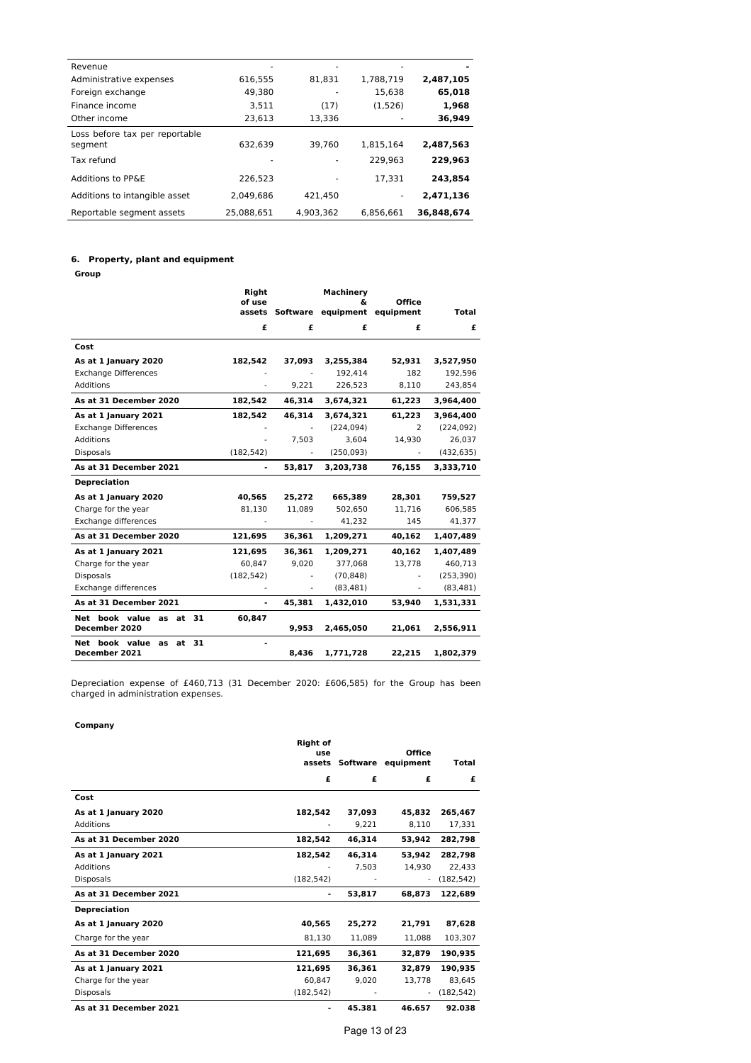| | | | | |
|---|---|---|---|---|
| Revenue | - | - | - | **-** |
| Administrative expenses | 616,555 | 81,831 | 1,788,719 | **2,487,105** |
| Foreign exchange | 49,380 | - | 15,638 | **65,018** |
| Finance income | 3,511 | (17) | (1,526) | **1,968** |
| Other income | 23,613 | 13,336 | - | **36,949** |
| Loss before tax per reportable segment | 632,639 | 39,760 | 1,815,164 | **2,487,563** |
| Tax refund | - | - | 229,963 | **229,963** |
| Additions to PP&E | 226,523 | - | 17,331 | **243,854** |
| Additions to intangible asset | 2,049,686 | 421,450 | - | **2,471,136** |
| Reportable segment assets | 25,088,651 | 4,903,362 | 6,856,661 | **36,848,674** |

## 6. Property, plant and equipment

**Group**

| | Right of use assets | Software | Machinery & equipment | Office equipment | Total |
|---|---|---|---|---|---|
| | £ | £ | £ | £ | £ |
| **Cost** | | | | | |
| **As at 1 January 2020** | **182,542** | **37,093** | **3,255,384** | **52,931** | **3,527,950** |
| Exchange Differences | - | - | 192,414 | 182 | 192,596 |
| Additions | - | 9,221 | 226,523 | 8,110 | 243,854 |
| **As at 31 December 2020** | **182,542** | **46,314** | **3,674,321** | **61,223** | **3,964,400** |
| **As at 1 January 2021** | **182,542** | **46,314** | **3,674,321** | **61,223** | **3,964,400** |
| Exchange Differences | - | - | (224,094) | 2 | (224,092) |
| Additions | - | 7,503 | 3,604 | 14,930 | 26,037 |
| Disposals | (182,542) | - | (250,093) | - | (432,635) |
| **As at 31 December 2021** | **-** | **53,817** | **3,203,738** | **76,155** | **3,333,710** |
| **Depreciation** | | | | | |
| **As at 1 January 2020** | **40,565** | **25,272** | **665,389** | **28,301** | **759,527** |
| Charge for the year | 81,130 | 11,089 | 502,650 | 11,716 | 606,585 |
| Exchange differences | - | - | 41,232 | 145 | 41,377 |
| **As at 31 December 2020** | **121,695** | **36,361** | **1,209,271** | **40,162** | **1,407,489** |
| **As at 1 January 2021** | **121,695** | **36,361** | **1,209,271** | **40,162** | **1,407,489** |
| Charge for the year | 60,847 | 9,020 | 377,068 | 13,778 | 460,713 |
| Disposals | (182,542) | - | (70,848) | - | (253,390) |
| Exchange differences | - | - | (83,481) | - | (83,481) |
| **As at 31 December 2021** | **-** | **45,381** | **1,432,010** | **53,940** | **1,531,331** |
| **Net book value as at 31 December 2020** | **60,847** | **9,953** | **2,465,050** | **21,061** | **2,556,911** |
| **Net book value as at 31 December 2021** | **-** | **8,436** | **1,771,728** | **22,215** | **1,802,379** |

Depreciation expense of £460,713 (31 December 2020: £606,585) for the Group has been charged in administration expenses.

**Company**

| | Right of use assets | Software | Office equipment | Total |
|---|---|---|---|---|
| | £ | £ | £ | £ |
| **Cost** | | | | |
| **As at 1 January 2020** | **182,542** | **37,093** | **45,832** | **265,467** |
| Additions | - | 9,221 | 8,110 | 17,331 |
| **As at 31 December 2020** | **182,542** | **46,314** | **53,942** | **282,798** |
| **As at 1 January 2021** | **182,542** | **46,314** | **53,942** | **282,798** |
| Additions | - | 7,503 | 14,930 | 22,433 |
| Disposals | (182,542) | - | - | (182,542) |
| **As at 31 December 2021** | **-** | **53,817** | **68,873** | **122,689** |
| **Depreciation** | | | | |
| **As at 1 January 2020** | **40,565** | **25,272** | **21,791** | **87,628** |
| Charge for the year | 81,130 | 11,089 | 11,088 | 103,307 |
| **As at 31 December 2020** | **121,695** | **36,361** | **32,879** | **190,935** |
| **As at 1 January 2021** | **121,695** | **36,361** | **32,879** | **190,935** |
| Charge for the year | 60,847 | 9,020 | 13,778 | 83,645 |
| Disposals | (182,542) | - | - | (182,542) |
| **As at 31 December 2021** | **-** | **45.381** | **46.657** | **92.038** |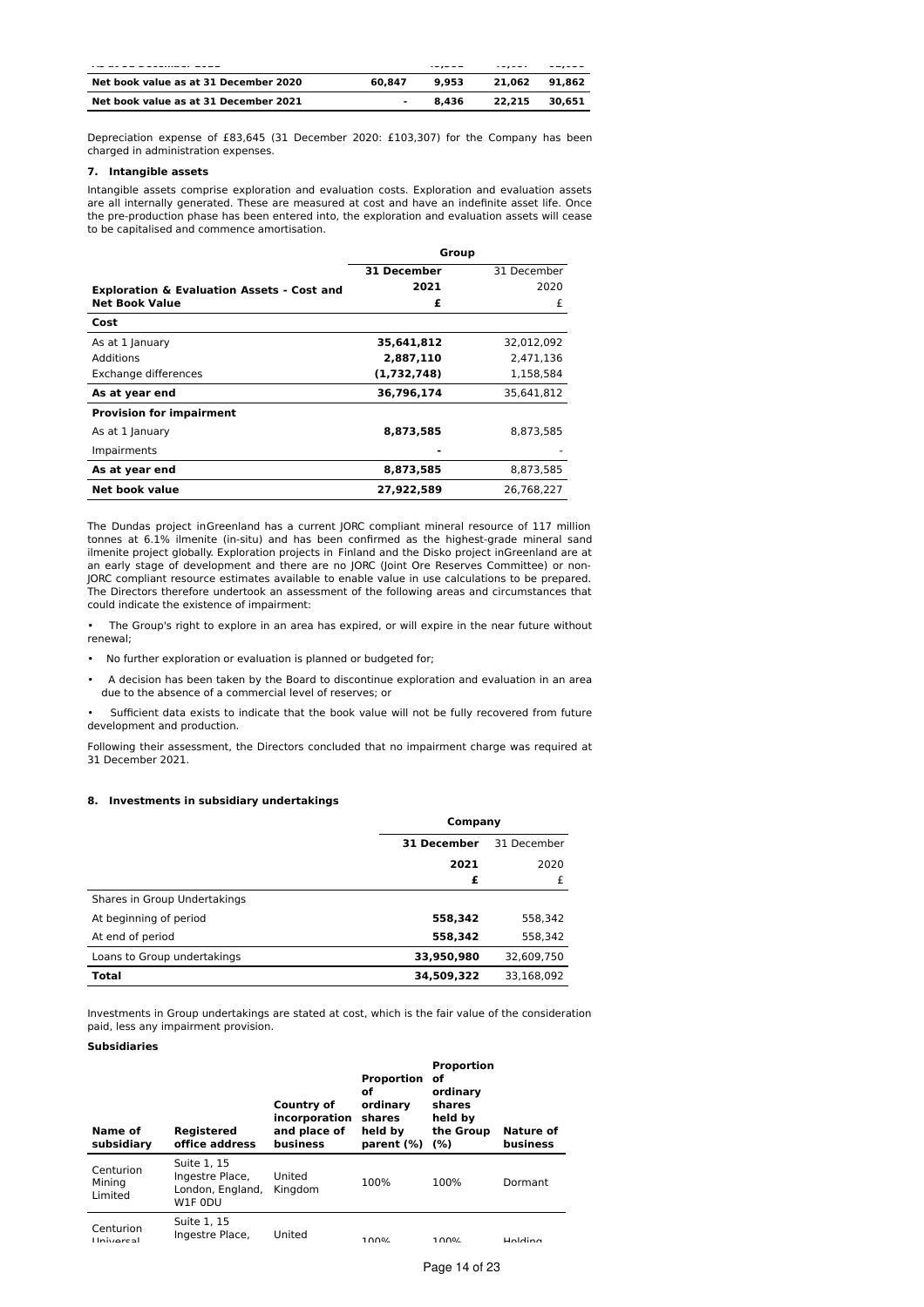| | | | | |
|---|---|---|---|---|
| Net book value as at 31 December 2020 | 60,847 | 9,953 | 21,062 | 91,862 |
| Net book value as at 31 December 2021 | - | 8,436 | 22,215 | 30,651 |

Depreciation expense of £83,645 (31 December 2020: £103,307) for the Company has been charged in administration expenses.

### 7. Intangible assets

Intangible assets comprise exploration and evaluation costs. Exploration and evaluation assets are all internally generated. These are measured at cost and have an indefinite asset life. Once the pre-production phase has been entered into, the exploration and evaluation assets will cease to be capitalised and commence amortisation.

| | Group | |
|---|---|---|
| **Exploration & Evaluation Assets - Cost and Net Book Value** | **31 December 2021** **£** | 31 December 2020 £ |
| **Cost** | | |
| As at 1 January | **35,641,812** | 32,012,092 |
| Additions | **2,887,110** | 2,471,136 |
| Exchange differences | **(1,732,748)** | 1,158,584 |
| **As at year end** | **36,796,174** | 35,641,812 |
| **Provision for impairment** | | |
| As at 1 January | **8,873,585** | 8,873,585 |
| Impairments | **-** | - |
| **As at year end** | **8,873,585** | 8,873,585 |
| **Net book value** | **27,922,589** | 26,768,227 |

The Dundas project inGreenland has a current JORC compliant mineral resource of 117 million tonnes at 6.1% ilmenite (in-situ) and has been confirmed as the highest-grade mineral sand ilmenite project globally. Exploration projects in Finland and the Disko project inGreenland are at an early stage of development and there are no JORC (Joint Ore Reserves Committee) or non-JORC compliant resource estimates available to enable value in use calculations to be prepared. The Directors therefore undertook an assessment of the following areas and circumstances that could indicate the existence of impairment:

- The Group's right to explore in an area has expired, or will expire in the near future without renewal;
- No further exploration or evaluation is planned or budgeted for;
- A decision has been taken by the Board to discontinue exploration and evaluation in an area due to the absence of a commercial level of reserves; or
- Sufficient data exists to indicate that the book value will not be fully recovered from future development and production.

Following their assessment, the Directors concluded that no impairment charge was required at 31 December 2021.

### 8. Investments in subsidiary undertakings

| | Company | |
|---|---|---|
| | **31 December 2021** **£** | 31 December 2020 £ |
| Shares in Group Undertakings | | |
| At beginning of period | **558,342** | 558,342 |
| At end of period | **558,342** | 558,342 |
| Loans to Group undertakings | **33,950,980** | 32,609,750 |
| **Total** | **34,509,322** | 33,168,092 |

Investments in Group undertakings are stated at cost, which is the fair value of the consideration paid, less any impairment provision.

**Subsidiaries**

| Name of subsidiary | Registered office address | Country of incorporation and place of business | Proportion of ordinary shares held by parent (%) | Proportion of ordinary shares held by the Group (%) | Nature of business |
|---|---|---|---|---|---|
| Centurion Mining Limited | Suite 1, 15 Ingestre Place, London, England, W1F 0DU | United Kingdom | 100% | 100% | Dormant |
| Centurion Universal | Suite 1, 15 Ingestre Place, | United | 100% | 100% | Holding |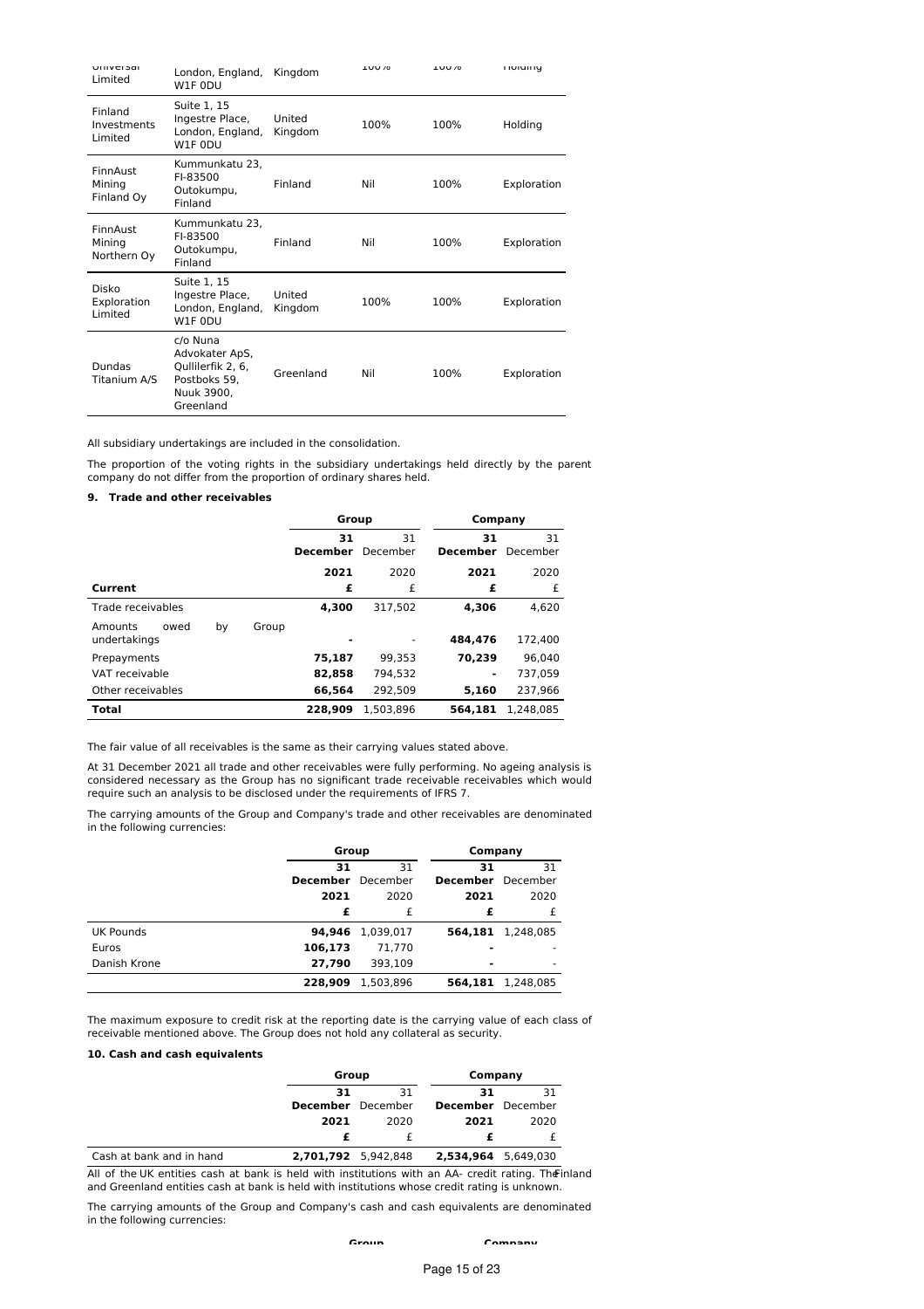| | | | | | |
|---|---|---|---|---|---|
| Universal Limited | London, England, W1F 0DU | Kingdom | 100% | 100% | Holding |
| Finland Investments Limited | Suite 1, 15 Ingestre Place, London, England, W1F 0DU | United Kingdom | 100% | 100% | Holding |
| FinnAust Mining Finland Oy | Kummunkatu 23, FI-83500 Outokumpu, Finland | Finland | Nil | 100% | Exploration |
| FinnAust Mining Northern Oy | Kummunkatu 23, FI-83500 Outokumpu, Finland | Finland | Nil | 100% | Exploration |
| Disko Exploration Limited | Suite 1, 15 Ingestre Place, London, England, W1F 0DU | United Kingdom | 100% | 100% | Exploration |
| Dundas Titanium A/S | c/o Nuna Advokater ApS, Qullilerfik 2, 6, Postboks 59, Nuuk 3900, Greenland | Greenland | Nil | 100% | Exploration |

All subsidiary undertakings are included in the consolidation.

The proportion of the voting rights in the subsidiary undertakings held directly by the parent company do not differ from the proportion of ordinary shares held.

### 9. Trade and other receivables

| | Group | | Company | |
|---|---|---|---|---|
| | **31 December 2021** | 31 December 2020 | **31 December 2021** | 31 December 2020 |
| **Current** | **£** | £ | **£** | £ |
| Trade receivables | **4,300** | 317,502 | **4,306** | 4,620 |
| Amounts owed by Group undertakings | **-** | - | **484,476** | 172,400 |
| Prepayments | **75,187** | 99,353 | **70,239** | 96,040 |
| VAT receivable | **82,858** | 794,532 | **-** | 737,059 |
| Other receivables | **66,564** | 292,509 | **5,160** | 237,966 |
| **Total** | **228,909** | 1,503,896 | **564,181** | 1,248,085 |

The fair value of all receivables is the same as their carrying values stated above.

At 31 December 2021 all trade and other receivables were fully performing. No ageing analysis is considered necessary as the Group has no significant trade receivable receivables which would require such an analysis to be disclosed under the requirements of IFRS 7.

The carrying amounts of the Group and Company's trade and other receivables are denominated in the following currencies:

| | Group | | Company | |
|---|---|---|---|---|
| | **31 December 2021** | 31 December 2020 | **31 December 2021** | 31 December 2020 |
| | **£** | £ | **£** | £ |
| UK Pounds | **94,946** | 1,039,017 | **564,181** | 1,248,085 |
| Euros | **106,173** | 71,770 | **-** | - |
| Danish Krone | **27,790** | 393,109 | **-** | - |
| | **228,909** | 1,503,896 | **564,181** | 1,248,085 |

The maximum exposure to credit risk at the reporting date is the carrying value of each class of receivable mentioned above. The Group does not hold any collateral as security.

### 10. Cash and cash equivalents

| | Group | | Company | |
|---|---|---|---|---|
| | **31 December 2021** | 31 December 2020 | **31 December 2021** | 31 December 2020 |
| | **£** | £ | **£** | £ |
| Cash at bank and in hand | **2,701,792** | 5,942,848 | **2,534,964** | 5,649,030 |

All of the UK entities cash at bank is held with institutions with an AA- credit rating. The Finland and Greenland entities cash at bank is held with institutions whose credit rating is unknown.

The carrying amounts of the Group and Company's cash and cash equivalents are denominated in the following currencies: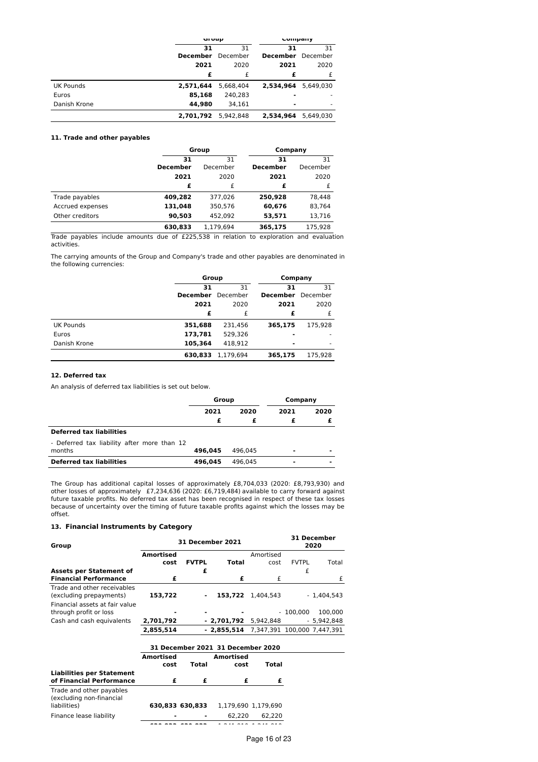| | Group | | Company | |
|---|---|---|---|---|
| | **31 December 2021** | 31 December 2020 | **31 December 2021** | 31 December 2020 |
| | **£** | £ | **£** | £ |
| UK Pounds | **2,571,644** | 5,668,404 | **2,534,964** | 5,649,030 |
| Euros | **85,168** | 240,283 | **-** | - |
| Danish Krone | **44,980** | 34,161 | **-** | - |
| | **2,701,792** | 5,942,848 | **2,534,964** | 5,649,030 |

### 11. Trade and other payables

| | Group | | Company | |
|---|---|---|---|---|
| | **31 December 2021** | 31 December 2020 | **31 December 2021** | 31 December 2020 |
| | **£** | £ | **£** | £ |
| Trade payables | **409,282** | 377,026 | **250,928** | 78,448 |
| Accrued expenses | **131,048** | 350,576 | **60,676** | 83,764 |
| Other creditors | **90,503** | 452,092 | **53,571** | 13,716 |
| | **630,833** | 1,179,694 | **365,175** | 175,928 |

Trade payables include amounts due of £225,538 in relation to exploration and evaluation activities.

The carrying amounts of the Group and Company's trade and other payables are denominated in the following currencies:

| | Group | | Company | |
|---|---|---|---|---|
| | **31 December 2021** | 31 December 2020 | **31 December 2021** | 31 December 2020 |
| | **£** | £ | **£** | £ |
| UK Pounds | **351,688** | 231,456 | **365,175** | 175,928 |
| Euros | **173,781** | 529,326 | **-** | - |
| Danish Krone | **105,364** | 418,912 | **-** | - |
| | **630,833** | 1,179,694 | **365,175** | 175,928 |

### 12. Deferred tax

An analysis of deferred tax liabilities is set out below.

| | Group | | Company | |
|---|---|---|---|---|
| | **2021** | **2020** | **2021** | **2020** |
| | **£** | **£** | **£** | **£** |
| **Deferred tax liabilities** | | | | |
| - Deferred tax liability after more than 12 months | **496,045** | 496,045 | **-** | **-** |
| **Deferred tax liabilities** | **496,045** | 496,045 | **-** | **-** |

The Group has additional capital losses of approximately £8,704,033 (2020: £8,793,930) and other losses of approximately £7,234,636 (2020: £6,719,484) available to carry forward against future taxable profits. No deferred tax asset has been recognised in respect of these tax losses because of uncertainty over the timing of future taxable profits against which the losses may be offset.

### 13. Financial Instruments by Category

| Group | 31 December 2021 | | | 31 December 2020 | | |
|---|---|---|---|---|---|---|
| | **Amortised cost** | **FVTPL** | **Total** | Amortised cost | FVTPL | Total |
| **Assets per Statement of Financial Performance** | **£** | **£** | **£** | £ | £ | £ |
| Trade and other receivables (excluding prepayments) | **153,722** | **-** | **153,722** | 1,404,543 | - | 1,404,543 |
| Financial assets at fair value through profit or loss | **-** | **-** | **-** | - | 100,000 | 100,000 |
| Cash and cash equivalents | **2,701,792** | **-** | **2,701,792** | 5,942,848 | - | 5,942,848 |
| | **2,855,514** | **-** | **2,855,514** | 7,347,391 | 100,000 | 7,447,391 |

| | 31 December 2021 | | 31 December 2020 | |
|---|---|---|---|---|
| | **Amortised cost** | **Total** | **Amortised cost** | **Total** |
| **Liabilities per Statement of Financial Performance** | **£** | **£** | **£** | **£** |
| Trade and other payables (excluding non-financial liabilities) | **630,833** | **630,833** | 1,179,690 | 1,179,690 |
| Finance lease liability | **-** | **-** | 62,220 | 62,220 |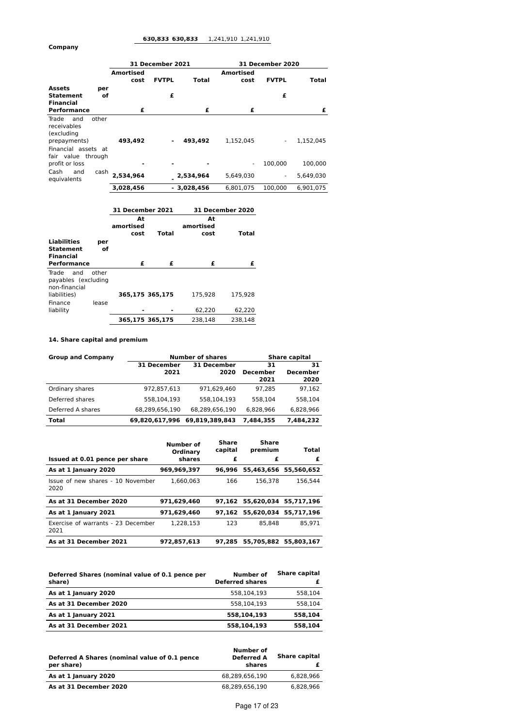| | | | | |
|---|---|---|---|---|
| **630,833** | **630,833** | 1,241,910 | 1,241,910 |

**Company**

| | 31 December 2021 | | | 31 December 2020 | | |
|---|---|---|---|---|---|---|
| | **Amortised cost** | **FVTPL** | **Total** | **Amortised cost** | **FVTPL** | **Total** |
| **Assets per Statement of Financial Performance** | **£** | **£** | **£** | **£** | **£** | **£** |
| Trade and other receivables (excluding prepayments) | **493,492** | **-** | **493,492** | 1,152,045 | - | 1,152,045 |
| Financial assets at fair value through profit or loss | **-** | **-** | **-** | - | 100,000 | 100,000 |
| Cash and cash equivalents | **2,534,964** | **-** | **2,534,964** | 5,649,030 | - | 5,649,030 |
| | **3,028,456** | **-** | **3,028,456** | 6,801,075 | 100,000 | 6,901,075 |

| | 31 December 2021 | | 31 December 2020 | |
|---|---|---|---|---|
| | **At amortised cost** | **Total** | **At amortised cost** | **Total** |
| **Liabilities per Statement of Financial Performance** | **£** | **£** | **£** | **£** |
| Trade and other payables (excluding non-financial liabilities) | **365,175** | **365,175** | 175,928 | 175,928 |
| Finance lease liability | **-** | **-** | 62,220 | 62,220 |
| | **365,175** | **365,175** | 238,148 | 238,148 |

### 14. Share capital and premium

| **Group and Company** | Number of shares | | Share capital | |
|---|---|---|---|---|
| | **31 December 2021** | **31 December 2020** | **31 December 2021** | **31 December 2020** |
| Ordinary shares | 972,857,613 | 971,629,460 | 97,285 | 97,162 |
| Deferred shares | 558,104,193 | 558,104,193 | 558,104 | 558,104 |
| Deferred A shares | 68,289,656,190 | 68,289,656,190 | 6,828,966 | 6,828,966 |
| **Total** | **69,820,617,996** | **69,819,389,843** | **7,484,355** | **7,484,232** |

| **Issued at 0.01 pence per share** | **Number of Ordinary shares** | **Share capital £** | **Share premium £** | **Total £** |
|---|---|---|---|---|
| **As at 1 January 2020** | **969,969,397** | **96,996** | **55,463,656** | **55,560,652** |
| Issue of new shares - 10 November 2020 | 1,660,063 | 166 | 156,378 | 156,544 |
| **As at 31 December 2020** | **971,629,460** | **97,162** | **55,620,034** | **55,717,196** |
| **As at 1 January 2021** | **971,629,460** | **97,162** | **55,620,034** | **55,717,196** |
| Exercise of warrants - 23 December 2021 | 1,228,153 | 123 | 85,848 | 85,971 |
| **As at 31 December 2021** | **972,857,613** | **97,285** | **55,705,882** | **55,803,167** |

| **Deferred Shares (nominal value of 0.1 pence per share)** | **Number of Deferred shares** | **Share capital £** |
|---|---|---|
| **As at 1 January 2020** | 558,104,193 | 558,104 |
| **As at 31 December 2020** | 558,104,193 | 558,104 |
| **As at 1 January 2021** | **558,104,193** | **558,104** |
| **As at 31 December 2021** | **558,104,193** | **558,104** |

| **Deferred A Shares (nominal value of 0.1 pence per share)** | **Number of Deferred A shares** | **Share capital £** |
|---|---|---|
| **As at 1 January 2020** | 68,289,656,190 | 6,828,966 |
| **As at 31 December 2020** | 68,289,656,190 | 6,828,966 |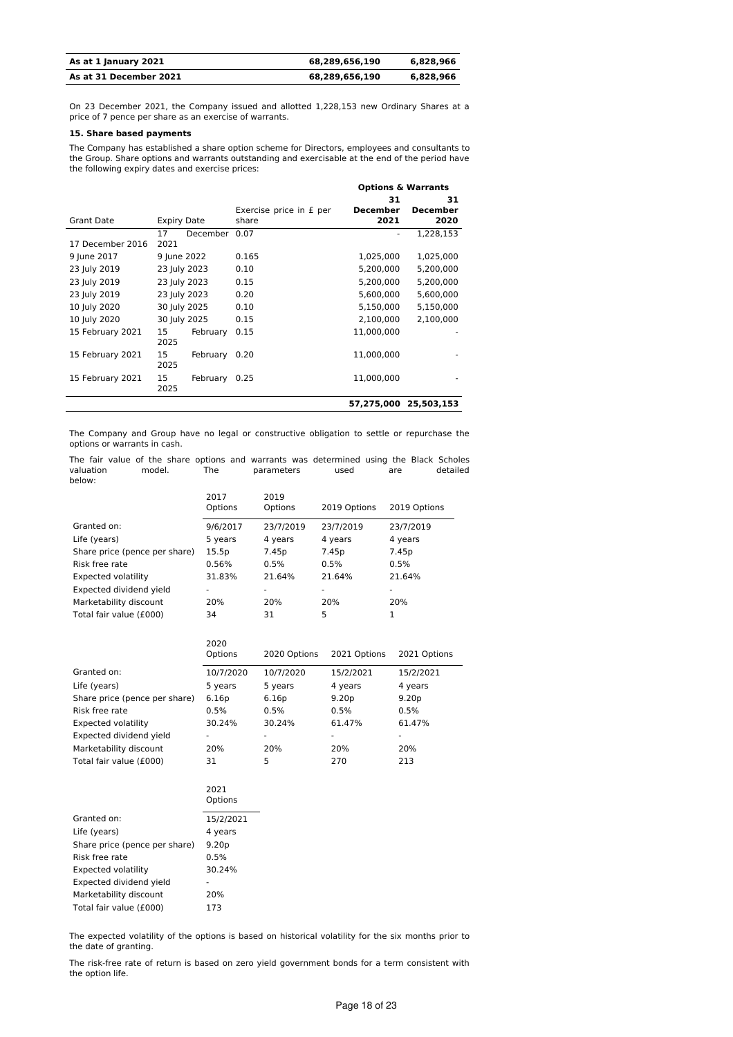| | | |
|---|---|---|
| **As at 1 January 2021** | **68,289,656,190** | **6,828,966** |
| **As at 31 December 2021** | **68,289,656,190** | **6,828,966** |

On 23 December 2021, the Company issued and allotted 1,228,153 new Ordinary Shares at a price of 7 pence per share as an exercise of warrants.

**15. Share based payments**

The Company has established a share option scheme for Directors, employees and consultants to the Group. Share options and warrants outstanding and exercisable at the end of the period have the following expiry dates and exercise prices:

| | | | **Options & Warrants** | |
|---|---|---|---|---|
| Grant Date | Expiry Date | Exercise price in £ per share | **31 December 2021** | **31 December 2020** |
| 17 December 2016 | 17 December 2021 | 0.07 | - | 1,228,153 |
| 9 June 2017 | 9 June 2022 | 0.165 | 1,025,000 | 1,025,000 |
| 23 July 2019 | 23 July 2023 | 0.10 | 5,200,000 | 5,200,000 |
| 23 July 2019 | 23 July 2023 | 0.15 | 5,200,000 | 5,200,000 |
| 23 July 2019 | 23 July 2023 | 0.20 | 5,600,000 | 5,600,000 |
| 10 July 2020 | 30 July 2025 | 0.10 | 5,150,000 | 5,150,000 |
| 10 July 2020 | 30 July 2025 | 0.15 | 2,100,000 | 2,100,000 |
| 15 February 2021 | 15 February 2025 | 0.15 | 11,000,000 | - |
| 15 February 2021 | 15 February 2025 | 0.20 | 11,000,000 | - |
| 15 February 2021 | 15 February 2025 | 0.25 | 11,000,000 | - |
| | | | **57,275,000** | **25,503,153** |

The Company and Group have no legal or constructive obligation to settle or repurchase the options or warrants in cash.

The fair value of the share options and warrants was determined using the Black Scholes valuation model. The parameters used are detailed below:

| | 2017 Options | 2019 Options | 2019 Options | 2019 Options |
|---|---|---|---|---|
| Granted on: | 9/6/2017 | 23/7/2019 | 23/7/2019 | 23/7/2019 |
| Life (years) | 5 years | 4 years | 4 years | 4 years |
| Share price (pence per share) | 15.5p | 7.45p | 7.45p | 7.45p |
| Risk free rate | 0.56% | 0.5% | 0.5% | 0.5% |
| Expected volatility | 31.83% | 21.64% | 21.64% | 21.64% |
| Expected dividend yield | - | - | - | - |
| Marketability discount | 20% | 20% | 20% | 20% |
| Total fair value (£000) | 34 | 31 | 5 | 1 |

| | 2020 Options | 2020 Options | 2021 Options | 2021 Options |
|---|---|---|---|---|
| Granted on: | 10/7/2020 | 10/7/2020 | 15/2/2021 | 15/2/2021 |
| Life (years) | 5 years | 5 years | 4 years | 4 years |
| Share price (pence per share) | 6.16p | 6.16p | 9.20p | 9.20p |
| Risk free rate | 0.5% | 0.5% | 0.5% | 0.5% |
| Expected volatility | 30.24% | 30.24% | 61.47% | 61.47% |
| Expected dividend yield | - | - | - | - |
| Marketability discount | 20% | 20% | 20% | 20% |
| Total fair value (£000) | 31 | 5 | 270 | 213 |

| | 2021 Options |
|---|---|
| Granted on: | 15/2/2021 |
| Life (years) | 4 years |
| Share price (pence per share) | 9.20p |
| Risk free rate | 0.5% |
| Expected volatility | 30.24% |
| Expected dividend yield | - |
| Marketability discount | 20% |
| Total fair value (£000) | 173 |

The expected volatility of the options is based on historical volatility for the six months prior to the date of granting.

The risk-free rate of return is based on zero yield government bonds for a term consistent with the option life.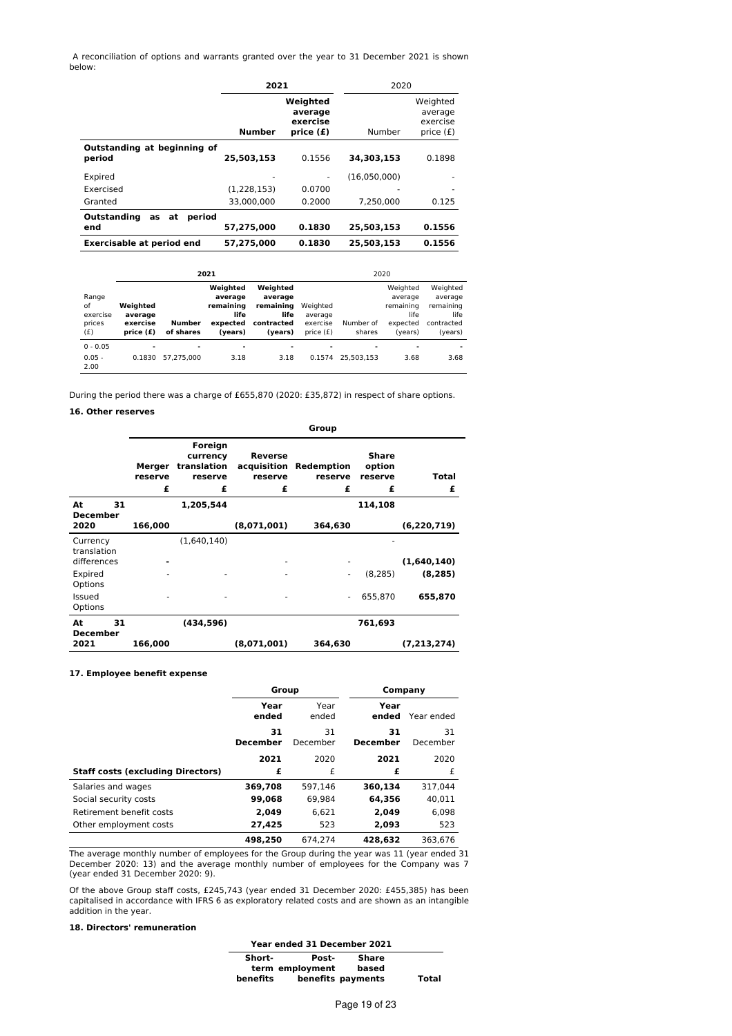A reconciliation of options and warrants granted over the year to 31 December 2021 is shown below:

| | 2021 | | 2020 | |
|---|---|---|---|---|
| | **Number** | **Weighted average exercise price (£)** | Number | Weighted average exercise price (£) |
| **Outstanding at beginning of period** | **25,503,153** | 0.1556 | **34,303,153** | 0.1898 |
| Expired | - | - | (16,050,000) | - |
| Exercised | (1,228,153) | 0.0700 | - | - |
| Granted | 33,000,000 | 0.2000 | 7,250,000 | 0.125 |
| **Outstanding as at period end** | **57,275,000** | **0.1830** | **25,503,153** | **0.1556** |
| **Exercisable at period end** | **57,275,000** | **0.1830** | **25,503,153** | **0.1556** |

| | 2021 | | | | 2020 | | | |
|---|---|---|---|---|---|---|---|---|
| Range of exercise prices (£) | **Weighted average exercise price (£)** | **Number of shares** | **Weighted average remaining life expected (years)** | **Weighted average remaining life contracted (years)** | Weighted average exercise price (£) | Number of shares | Weighted average remaining life expected (years) | Weighted average remaining life contracted (years) |
| 0 - 0.05 | - | - | - | - | - | - | - | - |
| 0.05 - 2.00 | 0.1830 | 57,275,000 | 3.18 | 3.18 | 0.1574 | 25,503,153 | 3.68 | 3.68 |

During the period there was a charge of £655,870 (2020: £35,872) in respect of share options.

**16. Other reserves**

| | Group | | | | | |
|---|---|---|---|---|---|---|
| | **Merger reserve** | **Foreign currency translation reserve** | **Reverse acquisition reserve** | **Redemption reserve** | **Share option reserve** | **Total** |
| | **£** | **£** | **£** | **£** | **£** | **£** |
| **At 31 December 2020** | **166,000** | **1,205,544** | **(8,071,001)** | **364,630** | **114,108** | **(6,220,719)** |
| Currency translation differences | - | (1,640,140) | - | - | - | **(1,640,140)** |
| Expired Options | - | - | - | - | (8,285) | **(8,285)** |
| Issued Options | - | - | - | - | 655,870 | **655,870** |
| **At 31 December 2021** | **166,000** | **(434,596)** | **(8,071,001)** | **364,630** | **761,693** | **(7,213,274)** |

**17. Employee benefit expense**

| | Group | | Company | |
|---|---|---|---|---|
| | **Year ended 31 December 2021** | Year ended 31 December 2020 | **Year ended 31 December 2021** | Year ended 31 December 2020 |
| **Staff costs (excluding Directors)** | **£** | £ | **£** | £ |
| Salaries and wages | **369,708** | 597,146 | **360,134** | 317,044 |
| Social security costs | **99,068** | 69,984 | **64,356** | 40,011 |
| Retirement benefit costs | **2,049** | 6,621 | **2,049** | 6,098 |
| Other employment costs | **27,425** | 523 | **2,093** | 523 |
| | **498,250** | 674,274 | **428,632** | 363,676 |

The average monthly number of employees for the Group during the year was 11 (year ended 31 December 2020: 13) and the average monthly number of employees for the Company was 7 (year ended 31 December 2020: 9).

Of the above Group staff costs, £245,743 (year ended 31 December 2020: £455,385) has been capitalised in accordance with IFRS 6 as exploratory related costs and are shown as an intangible addition in the year.

**18. Directors' remuneration**

| | Year ended 31 December 2021 | | | |
|---|---|---|---|---|
| | **Short-term benefits** | **Post-employment benefits** | **Share based payments** | **Total** |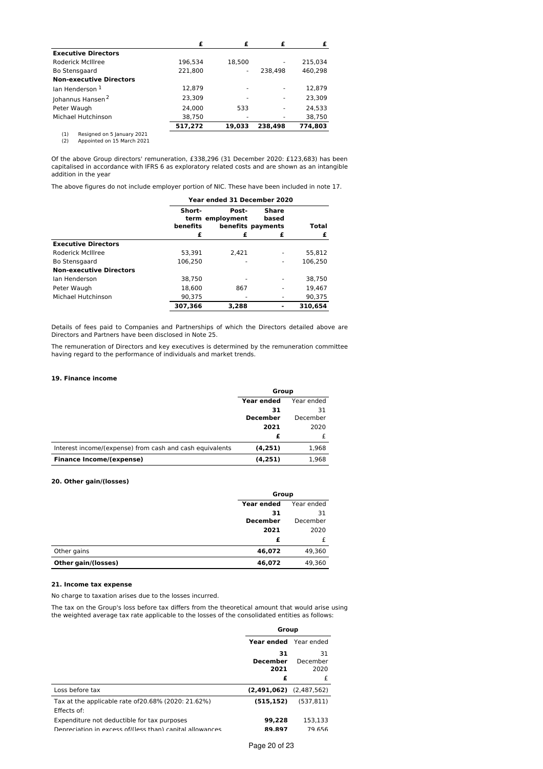| | £ | £ | £ | £ |
|---|---|---|---|---|
| **Executive Directors** | | | | |
| Roderick McIllree | 196,534 | 18,500 | - | 215,034 |
| Bo Stensgaard | 221,800 | - | 238,498 | 460,298 |
| **Non-executive Directors** | | | | |
| Ian Henderson [1] | 12,879 | - | - | 12,879 |
| Johannus Hansen [2] | 23,309 | - | - | 23,309 |
| Peter Waugh | 24,000 | 533 | - | 24,533 |
| Michael Hutchinson | 38,750 | - | - | 38,750 |
| | **517,272** | **19,033** | **238,498** | **774,803** |

(1) Resigned on 5 January 2021
(2) Appointed on 15 March 2021

Of the above Group directors' remuneration, £338,296 (31 December 2020: £123,683) has been capitalised in accordance with IFRS 6 as exploratory related costs and are shown as an intangible addition in the year

The above figures do not include employer portion of NIC. These have been included in note 17.

| | Year ended 31 December 2020 | | | |
|---|---|---|---|---|
| | Short-term benefits | Post-employment benefits | Share based payments | Total |
| | £ | £ | £ | £ |
| **Executive Directors** | | | | |
| Roderick McIllree | 53,391 | 2,421 | - | 55,812 |
| Bo Stensgaard | 106,250 | - | - | 106,250 |
| **Non-executive Directors** | | | | |
| Ian Henderson | 38,750 | - | - | 38,750 |
| Peter Waugh | 18,600 | 867 | - | 19,467 |
| Michael Hutchinson | 90,375 | - | - | 90,375 |
| | **307,366** | **3,288** | **-** | **310,654** |

Details of fees paid to Companies and Partnerships of which the Directors detailed above are Directors and Partners have been disclosed in Note 25.

The remuneration of Directors and key executives is determined by the remuneration committee having regard to the performance of individuals and market trends.

### 19. Finance income

| | Group | |
|---|---|---|
| | **Year ended 31 December 2021** | Year ended 31 December 2020 |
| | **£** | £ |
| Interest income/(expense) from cash and cash equivalents | **(4,251)** | 1,968 |
| **Finance Income/(expense)** | **(4,251)** | 1,968 |

### 20. Other gain/(losses)

| | Group | |
|---|---|---|
| | **Year ended 31 December 2021** | Year ended 31 December 2020 |
| | **£** | £ |
| Other gains | **46,072** | 49,360 |
| **Other gain/(losses)** | **46,072** | 49,360 |

### 21. Income tax expense

No charge to taxation arises due to the losses incurred.

The tax on the Group's loss before tax differs from the theoretical amount that would arise using the weighted average tax rate applicable to the losses of the consolidated entities as follows:

| | Group | |
|---|---|---|
| | **Year ended 31 December 2021** | Year ended 31 December 2020 |
| | **£** | £ |
| Loss before tax | **(2,491,062)** | (2,487,562) |
| Tax at the applicable rate of20.68% (2020: 21.62%) | **(515,152)** | (537,811) |
| Effects of: | | |
| Expenditure not deductible for tax purposes | **99,228** | 153,133 |
| Depreciation in excess of/(less than) capital allowances | **89,897** | 79,656 |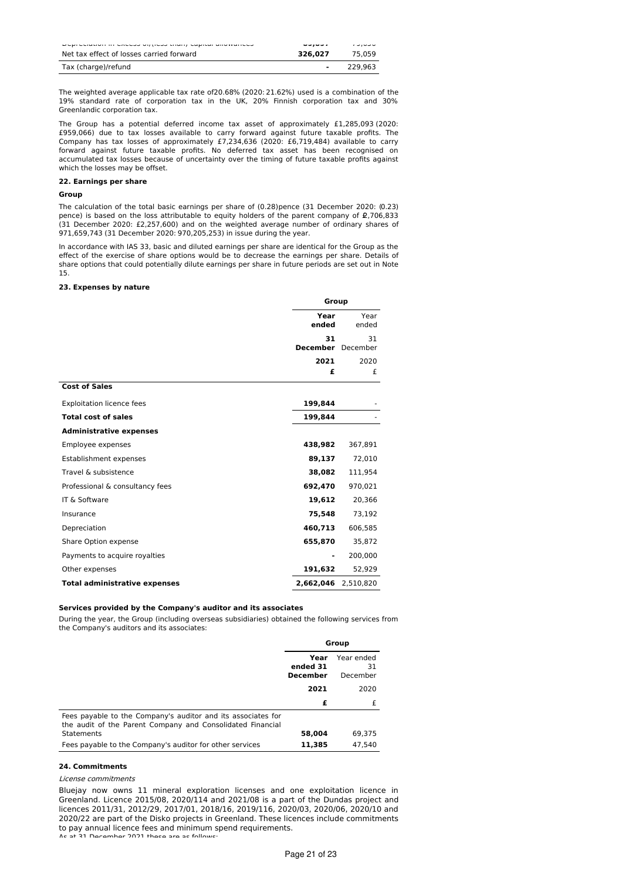| | | |
|---|---|---|
| Depreciation in excess of/(less than) capital allowances | 69,897 | 79,050 |
| Net tax effect of losses carried forward | **326,027** | 75,059 |
| Tax (charge)/refund | **-** | 229,963 |

The weighted average applicable tax rate of20.68% (2020: 21.62%) used is a combination of the 19% standard rate of corporation tax in the UK, 20% Finnish corporation tax and 30% Greenlandic corporation tax.

The Group has a potential deferred income tax asset of approximately £1,285,093 (2020: £959,066) due to tax losses available to carry forward against future taxable profits. The Company has tax losses of approximately £7,234,636 (2020: £6,719,484) available to carry forward against future taxable profits. No deferred tax asset has been recognised on accumulated tax losses because of uncertainty over the timing of future taxable profits against which the losses may be offset.

**22. Earnings per share**

**Group**

The calculation of the total basic earnings per share of (0.28)pence (31 December 2020: (0.23) pence) is based on the loss attributable to equity holders of the parent company of £2,706,833 (31 December 2020: £2,257,600) and on the weighted average number of ordinary shares of 971,659,743 (31 December 2020: 970,205,253) in issue during the year.

In accordance with IAS 33, basic and diluted earnings per share are identical for the Group as the effect of the exercise of share options would be to decrease the earnings per share. Details of share options that could potentially dilute earnings per share in future periods are set out in Note 15.

**23. Expenses by nature**

| | Group | |
|---|---|---|
| | **Year ended 31 December 2021** | Year ended 31 December 2020 |
| | **£** | £ |
| **Cost of Sales** | | |
| Exploitation licence fees | **199,844** | - |
| **Total cost of sales** | **199,844** | - |
| **Administrative expenses** | | |
| Employee expenses | **438,982** | 367,891 |
| Establishment expenses | **89,137** | 72,010 |
| Travel & subsistence | **38,082** | 111,954 |
| Professional & consultancy fees | **692,470** | 970,021 |
| IT & Software | **19,612** | 20,366 |
| Insurance | **75,548** | 73,192 |
| Depreciation | **460,713** | 606,585 |
| Share Option expense | **655,870** | 35,872 |
| Payments to acquire royalties | **-** | 200,000 |
| Other expenses | **191,632** | 52,929 |
| **Total administrative expenses** | **2,662,046** | 2,510,820 |

**Services provided by the Company's auditor and its associates**

During the year, the Group (including overseas subsidiaries) obtained the following services from the Company's auditors and its associates:

| | Group | |
|---|---|---|
| | **Year ended 31 December 2021** | Year ended 31 December 2020 |
| | **£** | £ |
| Fees payable to the Company's auditor and its associates for the audit of the Parent Company and Consolidated Financial Statements | **58,004** | 69,375 |
| Fees payable to the Company's auditor for other services | **11,385** | 47,540 |

**24. Commitments**

*License commitments*

Bluejay now owns 11 mineral exploration licenses and one exploitation licence in Greenland. Licence 2015/08, 2020/114 and 2021/08 is a part of the Dundas project and licences 2011/31, 2012/29, 2017/01, 2018/16, 2019/116, 2020/03, 2020/06, 2020/10 and 2020/22 are part of the Disko projects in Greenland. These licences include commitments to pay annual licence fees and minimum spend requirements.

As at 31 December 2021 these are as follows: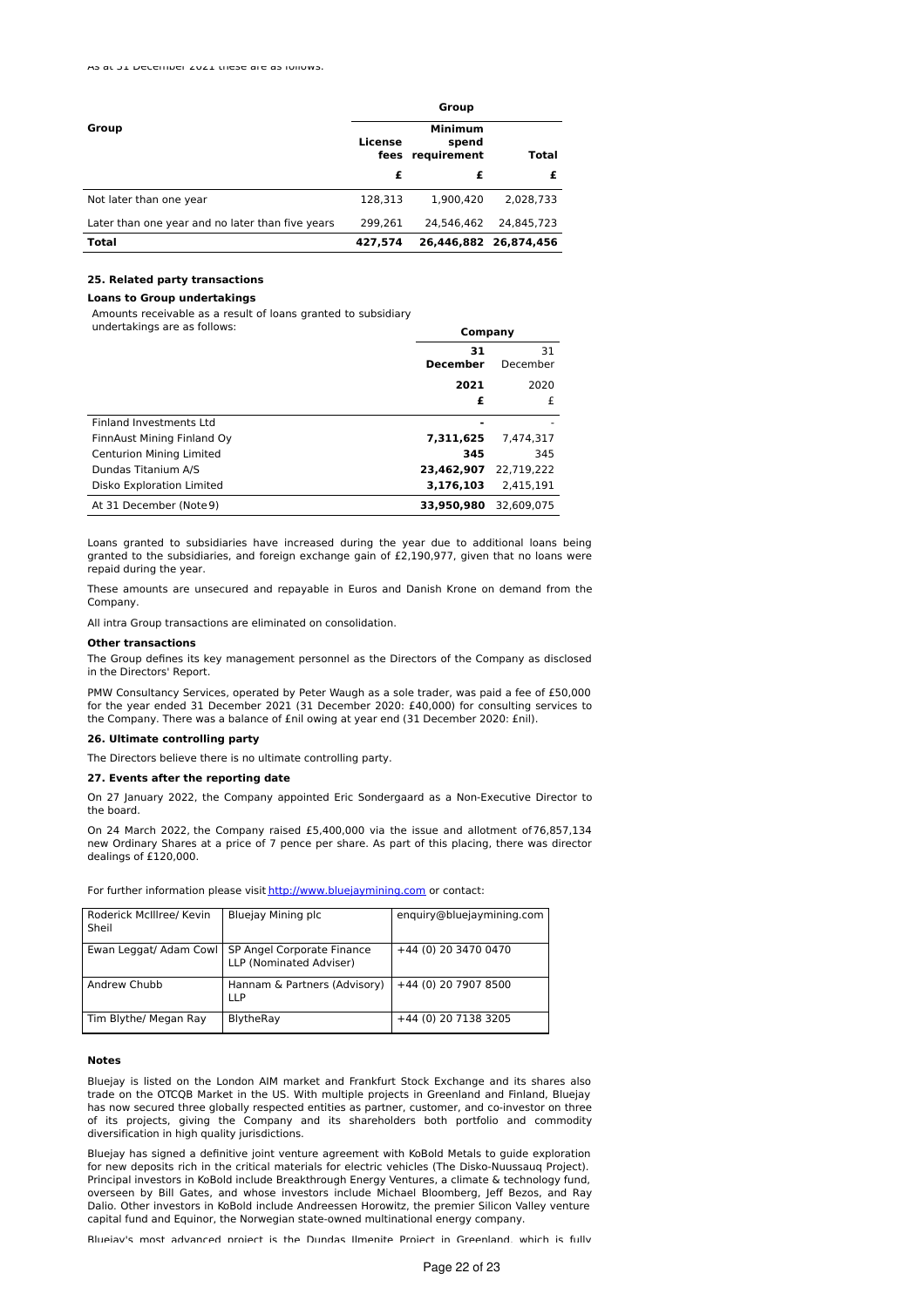As at 31 December 2021 these are as follows:

| Group | Group | | |
|---|---|---|---|
| | **License fees** | **Minimum spend requirement** | **Total** |
| | **£** | **£** | **£** |
| Not later than one year | 128,313 | 1,900,420 | 2,028,733 |
| Later than one year and no later than five years | 299,261 | 24,546,462 | 24,845,723 |
| **Total** | **427,574** | **26,446,882** | **26,874,456** |

**25. Related party transactions**

**Loans to Group undertakings**

Amounts receivable as a result of loans granted to subsidiary undertakings are as follows:

| | Company | |
|---|---|---|
| | **31 December 2021** | 31 December 2020 |
| | **£** | £ |
| Finland Investments Ltd | **-** | - |
| FinnAust Mining Finland Oy | **7,311,625** | 7,474,317 |
| Centurion Mining Limited | **345** | 345 |
| Dundas Titanium A/S | **23,462,907** | 22,719,222 |
| Disko Exploration Limited | **3,176,103** | 2,415,191 |
| At 31 December (Note 9) | **33,950,980** | 32,609,075 |

Loans granted to subsidiaries have increased during the year due to additional loans being granted to the subsidiaries, and foreign exchange gain of £2,190,977, given that no loans were repaid during the year.

These amounts are unsecured and repayable in Euros and Danish Krone on demand from the Company.

All intra Group transactions are eliminated on consolidation.

**Other transactions**

The Group defines its key management personnel as the Directors of the Company as disclosed in the Directors' Report.

PMW Consultancy Services, operated by Peter Waugh as a sole trader, was paid a fee of £50,000 for the year ended 31 December 2021 (31 December 2020: £40,000) for consulting services to the Company. There was a balance of £nil owing at year end (31 December 2020: £nil).

**26. Ultimate controlling party**

The Directors believe there is no ultimate controlling party.

**27. Events after the reporting date**

On 27 January 2022, the Company appointed Eric Sondergaard as a Non-Executive Director to the board.

On 24 March 2022, the Company raised £5,400,000 via the issue and allotment of 76,857,134 new Ordinary Shares at a price of 7 pence per share. As part of this placing, there was director dealings of £120,000.

For further information please visit http://www.bluejaymining.com or contact:

| Roderick McIllree/ Kevin Sheil | Bluejay Mining plc | enquiry@bluejaymining.com |
|---|---|---|
| Ewan Leggat/ Adam Cowl | SP Angel Corporate Finance LLP (Nominated Adviser) | +44 (0) 20 3470 0470 |
| Andrew Chubb | Hannam & Partners (Advisory) LLP | +44 (0) 20 7907 8500 |
| Tim Blythe/ Megan Ray | BlytheRay | +44 (0) 20 7138 3205 |

**Notes**

Bluejay is listed on the London AIM market and Frankfurt Stock Exchange and its shares also trade on the OTCQB Market in the US. With multiple projects in Greenland and Finland, Bluejay has now secured three globally respected entities as partner, customer, and co-investor on three of its projects, giving the Company and its shareholders both portfolio and commodity diversification in high quality jurisdictions.

Bluejay has signed a definitive joint venture agreement with KoBold Metals to guide exploration for new deposits rich in the critical materials for electric vehicles (The Disko-Nuussauq Project). Principal investors in KoBold include Breakthrough Energy Ventures, a climate & technology fund, overseen by Bill Gates, and whose investors include Michael Bloomberg, Jeff Bezos, and Ray Dalio. Other investors in KoBold include Andreessen Horowitz, the premier Silicon Valley venture capital fund and Equinor, the Norwegian state-owned multinational energy company.

Bluejay's most advanced project is the Dundas Ilmenite Project in Greenland, which is fully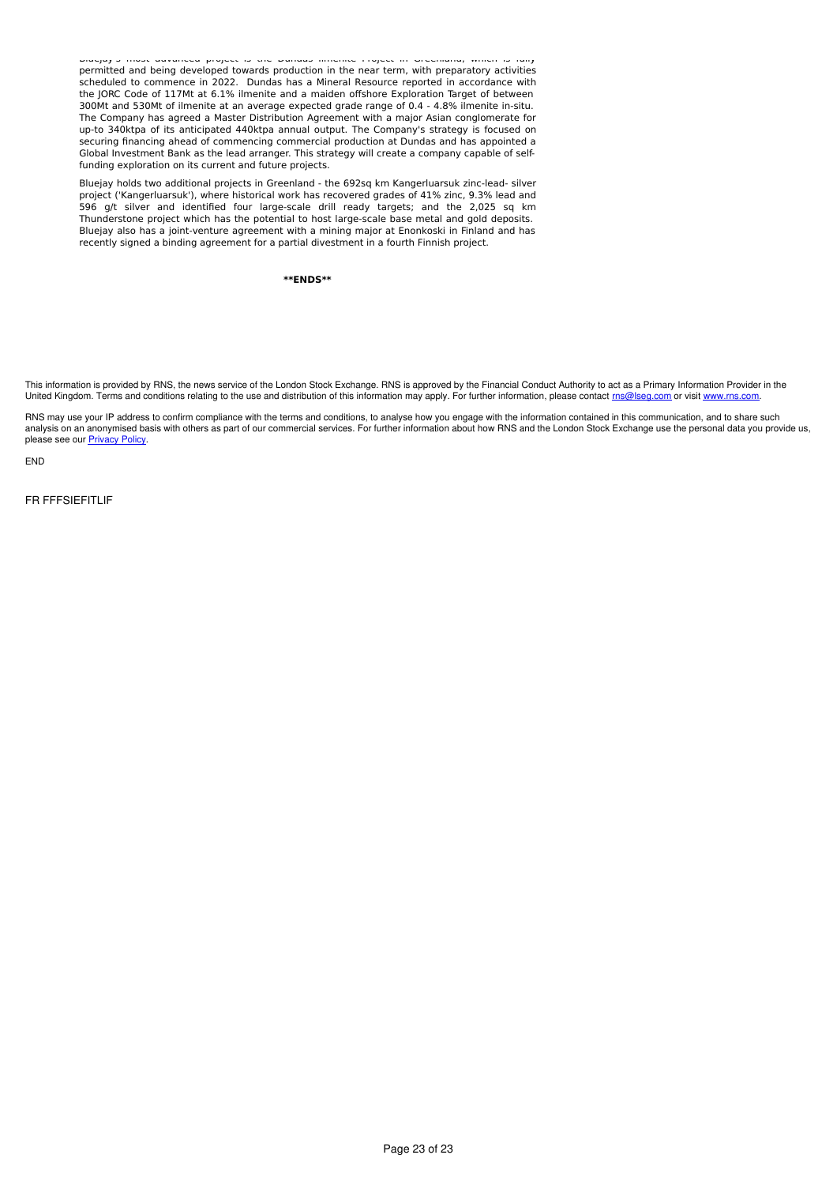Bluejay's most advanced project is the Dundas Ilmenite Project in Greenland, which is fully permitted and being developed towards production in the near term, with preparatory activities scheduled to commence in 2022. Dundas has a Mineral Resource reported in accordance with the JORC Code of 117Mt at 6.1% ilmenite and a maiden offshore Exploration Target of between 300Mt and 530Mt of ilmenite at an average expected grade range of 0.4 - 4.8% ilmenite in-situ. The Company has agreed a Master Distribution Agreement with a major Asian conglomerate for up-to 340ktpa of its anticipated 440ktpa annual output. The Company's strategy is focused on securing financing ahead of commencing commercial production at Dundas and has appointed a Global Investment Bank as the lead arranger. This strategy will create a company capable of self-funding exploration on its current and future projects.

Bluejay holds two additional projects in Greenland - the 692sq km Kangerluarsuk zinc-lead- silver project ('Kangerluarsuk'), where historical work has recovered grades of 41% zinc, 9.3% lead and 596 g/t silver and identified four large-scale drill ready targets; and the 2,025 sq km Thunderstone project which has the potential to host large-scale base metal and gold deposits. Bluejay also has a joint-venture agreement with a mining major at Enonkoski in Finland and has recently signed a binding agreement for a partial divestment in a fourth Finnish project.

**\*\*ENDS\*\***

This information is provided by RNS, the news service of the London Stock Exchange. RNS is approved by the Financial Conduct Authority to act as a Primary Information Provider in the United Kingdom. Terms and conditions relating to the use and distribution of this information may apply. For further information, please contact rns@lseg.com or visit www.rns.com.

RNS may use your IP address to confirm compliance with the terms and conditions, to analyse how you engage with the information contained in this communication, and to share such analysis on an anonymised basis with others as part of our commercial services. For further information about how RNS and the London Stock Exchange use the personal data you provide us, please see our Privacy Policy.

END

FR FFFSIEFITLIF